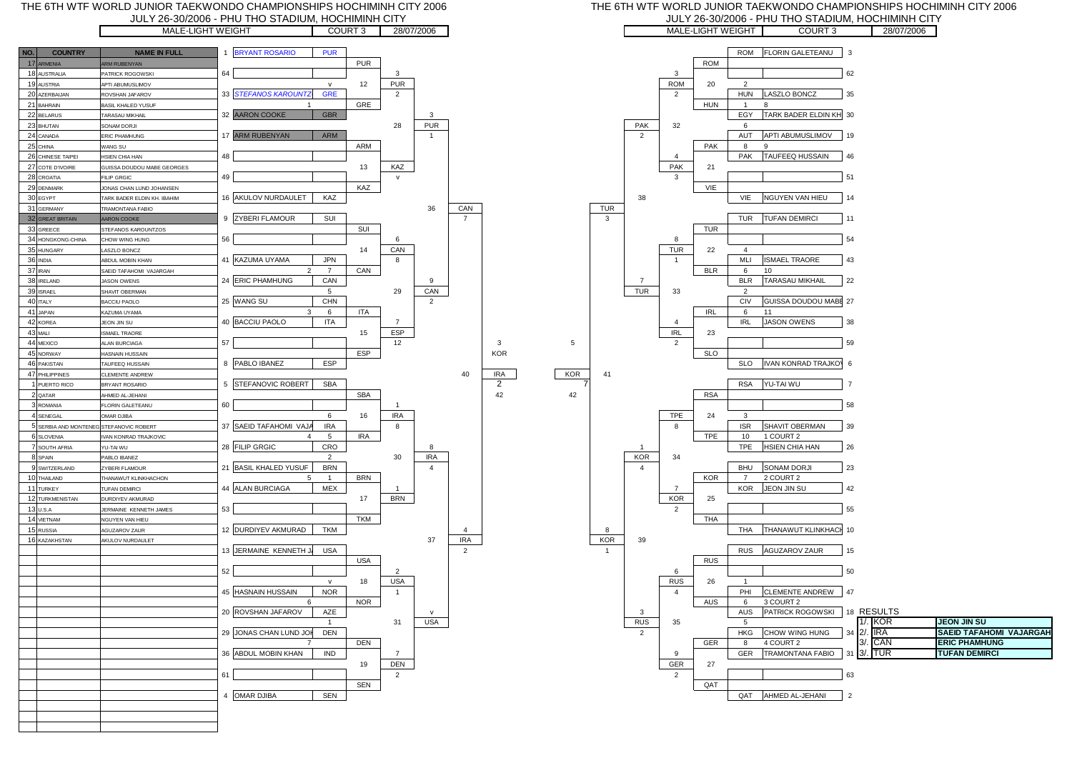# THE 6TH WTF WORLD JUNIOR TAEKWONDO CHAMPIONSHIPS HOCHIMINH CITY 2006

JULY 26-30/2006 - PHU THO STADIUM, HOCHIMINH CITY

| MALE-LIGHT WEIGHT | COURT 3 | 28/07/2006 |
|---|---|---|

| NO. | COUNTRY | NAME IN FULL |
|---|---|---|
| 17 | ARMENIA | ARM RUBENYAN |
| 18 | AUSTRALIA | PATRICK ROGOWSKI |
| 19 | AUSTRIA | APTI ABUMUSLIMOV |
| 20 | AZERBAIJAN | ROVSHAN JAFAROV |
| 21 | BAHRAIN | BASIL KHALED YUSUF |
| 22 | BELARUS | TARASAU MIKHAIL |
| 23 | BHUTAN | SONAM DORJI |
| 24 | CANADA | ERIC PHAMHUNG |
| 25 | CHINA | WANG SU |
| 26 | CHINESE TAIPEI | HSIEN CHIA HAN |
| 27 | COTE D'IVOIRE | GUISSA DOUDOU MABE GEORGES |
| 28 | CROATIA | FILIP GRGIC |
| 29 | DENMARK | JONAS CHAN LUND JOHANSEN |
| 30 | EGYPT | TARK BADER ELDIN KH. IBAHIM |
| 31 | GERMANY | TRAMONTANA FABIO |
| 32 | GREAT BRITAIN | AARON COOKE |
| 33 | GREECE | STEFANOS KAROUNTZOS |
| 34 | HONGKONG-CHINA | CHOW WING HUNG |
| 35 | HUNGARY | LASZLO BONCZ |
| 36 | INDIA | ABDUL MOBIN KHAN |
| 37 | IRAN | SAEID TAFAHOMI VAJARGAH |
| 38 | IRELAND | JASON OWENS |
| 39 | ISRAEL | SHAVIT OBERMAN |
| 40 | ITALY | BACCIU PAOLO |
| 41 | JAPAN | KAZUMA UYAMA |
| 42 | KOREA | JEON JIN SU |
| 43 | MALI | ISMAEL TRAORE |
| 44 | MEXICO | ALAN BURCIAGA |
| 45 | NORWAY | HASNAIN HUSSAIN |
| 46 | PAKISTAN | TAUFEEQ HUSSAIN |
| 47 | PHILIPPINES | CLEMENTE ANDREW |
| 1 | PUERTO RICO | BRYANT ROSARIO |
| 2 | QATAR | AHMED AL-JEHANI |
| 3 | ROMANIA | FLORIN GALETEANU |
| 4 | SENEGAL | OMAR DJIBA |
| 5 | SERBIA AND MONTENEGRO | STEFANOVIC ROBERT |
| 6 | SLOVENIA | IVAN KONRAD TRAJKOVIC |
| 7 | SOUTH AFRIA | YU-TAI WU |
| 8 | SPAIN | PABLO IBANEZ |
| 9 | SWITZERLAND | ZYBERI FLAMOUR |
| 10 | THAILAND | THANAWUT KLINKHACHON |
| 11 | TURKEY | TUFAN DEMIRCI |
| 12 | TURKMENISTAN | DURDIYEV AKMURAD |
| 13 | U.S.A | JERMAINE KENNETH JAMES |
| 14 | VIETNAM | NGUYEN VAN HIEU |
| 15 | RUSSIA | AGUZAROV ZAUR |
| 16 | KAZAKHSTAN | AKULOV NURDAULET |

## Left bracket

| Seed | Name | Country | Match | Winner |
|---|---|---|---|---|
| 1 | BRYANT ROSARIO | PUR | | PUR |
| 64 | | | v | |
| 33 | STEFANOS KAROUNTZ | GRE | 1 | GRE |
| 32 | AARON COOKE | GBR | | |
| 17 | ARM RUBENYAN | ARM | | ARM |
| 48 | | | | |
| 49 | | | | KAZ |
| 16 | AKULOV NURDAULET | KAZ | | |
| 9 | ZYBERI FLAMOUR | SUI | | SUI |
| 56 | | | | |
| 41 | KAZUMA UYAMA | JPN | 2 – 7 | CAN |
| 24 | ERIC PHAMHUNG | CAN | | |
| 25 | WANG SU | CHN | 3 – 6 | ITA |
| 40 | BACCIU PAOLO | ITA | | |
| 57 | | | | ESP |
| 8 | PABLO IBANEZ | ESP | | |
| 5 | STEFANOVIC ROBERT | SBA | | SBA |
| 60 | | | | |
| 37 | SAEID TAFAHOMI VAJA | IRA | 6 – 4 – 5 | IRA |
| 28 | FILIP GRGIC | CRO | | |
| 21 | BASIL KHALED YUSUF | BRN | 2 – 5 – 1 | BRN |
| 44 | ALAN BURCIAGA | MEX | | |
| 53 | | | | TKM |
| 12 | DURDIYEV AKMURAD | TKM | | |
| 13 | JERMAINE KENNETH J. | USA | | USA |
| 52 | | | v | |
| 45 | HASNAIN HUSSAIN | NOR | 6 | NOR |
| 20 | ROVSHAN JAFAROV | AZE | | |
| 29 | JONAS CHAN LUND JOH | DEN | 1 – 7 | DEN |
| 36 | ABDUL MOBIN KHAN | IND | | |
| 61 | | | | SEN |
| 4 | OMAR DJIBA | SEN | | |

Round 2: Match 12: PUR 3 – GRE 2 → PUR; Match 13: ARM – KAZ v → KAZ; Match 14: SUI 6 – CAN 8 → CAN; Match 15: ITA 7 – ESP 12 → ESP; Match 16: SBA 1 – IRA 8 → IRA; Match 17: BRN 1 – TKM → BRN; Match 18: USA 2 – NOR 1 → USA; Match 19: DEN 7 – SEN 2 → DEN

Round 3: Match 28: PUR 3 – KAZ 1 → PUR; Match 29: CAN 9 – ESP 2 → CAN; Match 30: IRA 8 – BRN 4 → IRA; Match 31: USA v – DEN → USA

Round 4: Match 36: PUR – CAN 7 → CAN; Match 37: IRA 4 – USA 2 → IRA

Semifinal: Match 40: CAN 3 – IRA 2 → IRA

Final: Match 42: IRA – KOR 7 → KOR

## Right bracket

| Seed | Name | Country | Match | Winner |
|---|---|---|---|---|
| 3 | FLORIN GALETEANU | ROM | | ROM |
| 62 | | | | |
| 35 | LASZLO BONCZ | HUN | 2 – 1 – 8 | HUN |
| 30 | TARK BADER ELDIN KH | EGY | | |
| 19 | APTI ABUMUSLIMOV | AUT | 6 – 8 – 9 | PAK |
| 46 | TAUFEEQ HUSSAIN | PAK | | |
| 51 | | | | VIE |
| 14 | NGUYEN VAN HIEU | VIE | | |
| 11 | TUFAN DEMIRCI | TUR | | TUR |
| 54 | | | | |
| 43 | ISMAEL TRAORE | MLI | 4 – 6 – 10 | BLR |
| 22 | TARASAU MIKHAIL | BLR | | |
| 27 | GUISSA DOUDOU MABE | CIV | 2 – 6 – 11 | IRL |
| 38 | JASON OWENS | IRL | | |
| 59 | | | | SLO |
| 6 | IVAN KONRAD TRAJKOV | SLO | | |
| 7 | YU-TAI WU | RSA | | RSA |
| 58 | | | | |
| 39 | SHAVIT OBERMAN | ISR | 3 – 10 | TPE |
| 26 | HSIEN CHIA HAN | TPE | 1 COURT 2 | |
| 23 | SONAM DORJI | BHU | 7 | KOR |
| 42 | JEON JIN SU | KOR | 2 COURT 2 | |
| 55 | | | | THA |
| 10 | THANAWUT KLINKHACH | THA | | |
| 15 | AGUZAROV ZAUR | RUS | | RUS |
| 50 | | | | |
| 47 | CLEMENTE ANDREW | PHI | 1 – 6 | AUS |
| 18 | PATRICK ROGOWSKI | AUS | 3 COURT 2 | |
| 34 | CHOW WING HUNG | HKG | 5 – 8 | GER |
| 31 | TRAMONTANA FABIO | GER | 4 COURT 2 | |
| 63 | | | | QAT |
| 2 | AHMED AL-JEHANI | QAT | | |

Round 2: Match 20: ROM 3 – HUN 2 → ROM; Match 21: PAK 4 – VIE 3 → PAK; Match 22: TUR 8 – BLR 1 → TUR; Match 23: IRL 4 – SLO 2 → IRL; Match 24: RSA – TPE 8 → TPE; Match 25: KOR 7 – THA 2 → KOR; Match 26: RUS 6 – AUS 4 → RUS; Match 27: GER 9 – QAT 2 → GER

Round 3: Match 32: ROM – PAK 2 → PAK; Match 33: TUR 7 – IRL → TUR; Match 34: TPE 1 – KOR 4 → KOR; Match 35: RUS 3 – GER 2 → RUS

Round 4: Match 38: PAK – TUR 3 → TUR; Match 39: KOR 8 – RUS 1 → KOR

Semifinal: Match 41: TUR 5 – KOR → KOR

## RESULTS

| | | |
|---|---|---|
| 1/. | KOR | JEON JIN SU |
| 2/. | IRA | SAEID TAFAHOMI VAJARGAH |
| 3/. | CAN | ERIC PHAMHUNG |
| 3/. | TUR | TUFAN DEMIRCI |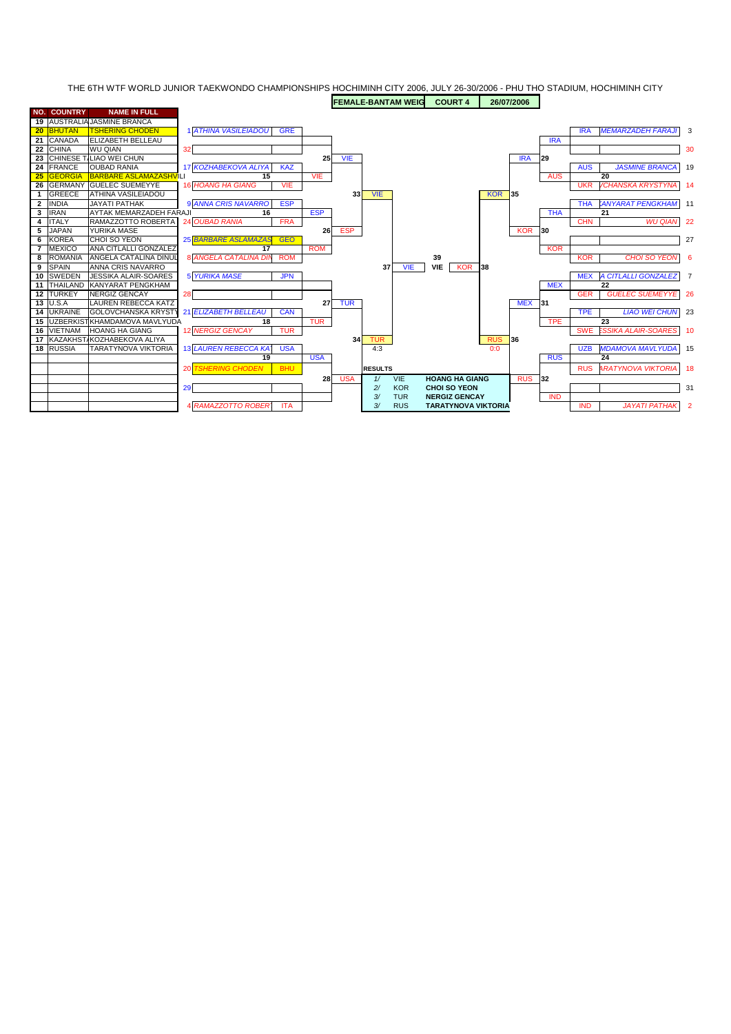THE 6TH WTF WORLD JUNIOR TAEKWONDO CHAMPIONSHIPS HOCHIMINH CITY 2006, JULY 26-30/2006 - PHU THO STADIUM, HOCHIMINH CITY

**FEMALE-BANTAM WEIG** | **COURT 4** | **26/07/2006**

| NO. | COUNTRY | NAME IN FULL |
|---|---|---|
| 19 | AUSTRALIA | JASMINE BRANCA |
| 20 | BHUTAN | TSHERING CHODEN |
| 21 | CANADA | ELIZABETH BELLEAU |
| 22 | CHINA | WU QIAN |
| 23 | CHINESE T. | LIAO WEI CHUN |
| 24 | FRANCE | OUBAD RANIA |
| 25 | GEORGIA | BARBARE ASLAMAZASHVILI |
| 26 | GERMANY | GUELEC SUEMEYYE |
| 1 | GREECE | ATHINA VASILEIADOU |
| 2 | INDIA | JAYATI PATHAK |
| 3 | IRAN | AYTAK MEMARZADEH FARAJI |
| 4 | ITALY | RAMAZZOTTO ROBERTA |
| 5 | JAPAN | YURIKA MASE |
| 6 | KOREA | CHOI SO YEON |
| 7 | MEXICO | ANA CITLALLI GONZALEZ |
| 8 | ROMANIA | ANGELA CATALINA DINUL |
| 9 | SPAIN | ANNA CRIS NAVARRO |
| 10 | SWEDEN | JESSIKA ALAIR-SOARES |
| 11 | THAILAND | KANYARAT PENGKHAM |
| 12 | TURKEY | NERGIZ GENCAY |
| 13 | U.S.A | LAUREN REBECCA KATZ |
| 14 | UKRAINE | GOLOVCHANSKA KRYSTYNA |
| 15 | UZBERKISTAN | KHAMDAMOVA MAVLYUDA |
| 16 | VIETNAM | HOANG HA GIANG |
| 17 | KAZAKHSTAN | KOZHABEKOVA ALIYA |
| 18 | RUSSIA | TARATYNOVA VIKTORIA |

**Left side of bracket**

| No. | Name | Country | Match | Winner |
|---|---|---|---|---|
| 1 | ATHINA VASILEIADOU | GRE | | |
| 32 | | | 25 | VIE |
| 17 | KOZHABEKOVA ALIYA | KAZ | 15 | VIE |
| 16 | HOANG HA GIANG | VIE | | |
| 9 | ANNA CRIS NAVARRO | ESP | 16 | ESP |
| 24 | OUBAD RANIA | FRA | 26 | ESP |
| 25 | BARBARE ASLAMAZAS | GEO | 17 | ROM |
| 8 | ANGELA CATALINA DIN | ROM | | |
| 5 | YURIKA MASE | JPN | | |
| 28 | | | 27 | TUR |
| 21 | ELIZABETH BELLEAU | CAN | 18 | TUR |
| 12 | NERGIZ GENCAY | TUR | | |
| 13 | LAUREN REBECCA KA | USA | 19 | USA |
| 20 | TSHERING CHODEN | BHU | 28 | USA |
| 29 | | | | |
| 4 | RAMAZZOTTO ROBER | ITA | | |

Match 33: VIE — Match 34: TUR (4:3) — Match 37: VIE

**Right side of bracket**

| No. | Name | Country | Match | Winner |
|---|---|---|---|---|
| 3 | MEMARZADEH FARAJI | IRA | | |
| 30 | | | 29 | IRA |
| 19 | JASMINE BRANCA | AUS | 20 | AUS |
| 14 | GOLOVCHANSKA KRYSTYNA | UKR | | |
| 11 | KANYARAT PENGKHAM | THA | 21 | THA |
| 22 | WU QIAN | CHN | 30 | KOR |
| 27 | | | | KOR |
| 6 | CHOI SO YEON | KOR | | |
| 7 | ANA CITLALLI GONZALEZ | MEX | 22 | MEX |
| 26 | GUELEC SUEMEYYE | GER | 31 | MEX |
| 23 | LIAO WEI CHUN | TPE | 23 | TPE |
| 10 | JESSIKA ALAIR-SOARES | SWE | | |
| 15 | KHAMDAMOVA MAVLYUDA | UZB | 24 | RUS |
| 18 | TARATYNOVA VIKTORIA | RUS | 32 | RUS |
| 31 | | | | IND |
| 2 | JAYATI PATHAK | IND | | |

Match 35: KOR — Match 36: RUS (0:0) — Match 38: KOR

Final (39): VIE vs KOR

**RESULTS**

| | | |
|---|---|---|
| 1/ | VIE | HOANG HA GIANG |
| 2/ | KOR | CHOI SO YEON |
| 3/ | TUR | NERGIZ GENCAY |
| 3/ | RUS | TARATYNOVA VIKTORIA |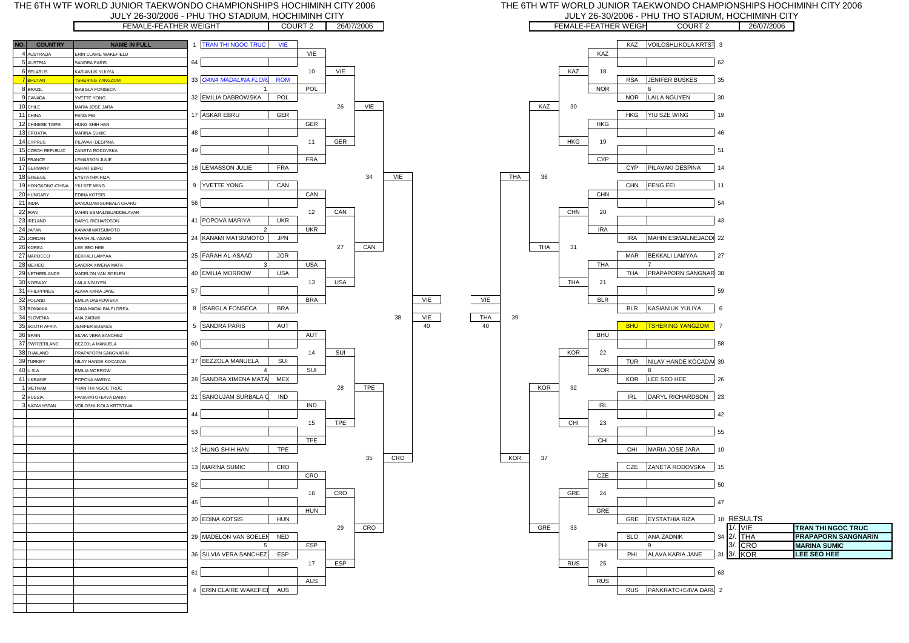# THE 6TH WTF WORLD JUNIOR TAEKWONDO CHAMPIONSHIPS HOCHIMINH CITY 2006

JULY 26-30/2006 - PHU THO STADIUM, HOCHIMINH CITY

| FEMALE-FEATHER WEIGHT | COURT 2 | 26/07/2006 |
|---|---|---|

| NO. | COUNTRY | NAME IN FULL |
|---|---|---|
| 4 | AUSTRALIA | ERIN CLAIRE WAKEFIELD |
| 5 | AUSTRIA | SANDRA PARIS |
| 6 | BELARUS | KASIANIUK YULIYA |
| 7 | BHUTAN | TSHERING YANGZOM |
| 8 | BRAZIL | ISABGLA FONSECA |
| 9 | CANADA | YVETTE YONG |
| 10 | CHILE | MARIA JOSE JARA |
| 11 | CHINA | FENG FEI |
| 12 | CHINESE TAIPEI | HUNG SHIH HAN |
| 13 | CROATIA | MARINA SUMIC |
| 14 | CYPRUS | PILAVAKI DESPINA |
| 15 | CZECH REPUBLIC | ZANETA RODOVSKA |
| 16 | FRANCE | LEMASSON JULIE |
| 17 | GERMANY | ASKAR EBRU |
| 18 | GREECE | EYSTATHIA RIZA |
| 19 | HONGKONG-CHINA | YIU SZE WING |
| 20 | HUNGARY | EDINA KOTSIS |
| 21 | INDIA | SANOUJAM SURBALA CHANU |
| 22 | IRAN | MAHIN ESMAILNEJADDELAVAR |
| 23 | IRELAND | DARYL RICHARDSON |
| 24 | JAPAN | KANAMI MATSUMOTO |
| 25 | JORDAN | FARAH AL-ASAAD |
| 26 | KOREA | LEE SEO HEE |
| 27 | MAROCCO | BEKKALI LAMYAA |
| 28 | MEXICO | SANDRA XIMENA MATA |
| 29 | NETHERLANDS | MADELON VAN SOELEN |
| 30 | NORWAY | LAILA NGUYEN |
| 31 | PHILIPPINES | ALAVA KARIA JANE |
| 32 | POLAND | EMILIA DABROWSKA |
| 33 | ROMANIA | OANA MADALINA FLOREA |
| 34 | SLOVENIA | ANA ZADNIK |
| 35 | SOUTH AFRIA | JENIFER BUSKES |
| 36 | SPAIN | SILVIA VERA SANCHEZ |
| 37 | SWITZERLAND | BEZZOLA MANUELA |
| 38 | THAILAND | PRAPAPORN SANGNARIN |
| 39 | TURKEY | NILAY HANDE KOCADAG |
| 40 | U.S.A | EMILIA MORROW |
| 41 | UKRAINE | POPOVA MARIYA |
| 1 | VIETNAM | TRAN THI NGOC TRUC |
| 2 | RUSSIA | PANKRATO+E4VA DARIA |
| 3 | KAZAKHSTAN | VOILOSHLIKOLA KRTSTINAI |

## Left bracket

| Draw | Name | Country | Match | Winner |
|---|---|---|---|---|
| 1 | TRAN THI NGOC TRUC | VIE | 10 (bye 64) | VIE |
| 64 | | | | |
| 33 | OANA MADALINA FLOR | ROM | 1 | POL |
| 32 | EMILIA DABROWSKA | POL | | |
| 17 | ASKAR EBRU | GER | 11 (bye 48) | GER |
| 48 | | | | |
| 49 | | | | |
| 16 | LEMASSON JULIE | FRA | (bye 49) | FRA |
| 9 | YVETTE YONG | CAN | 12 (bye 56) | CAN |
| 56 | | | | |
| 41 | POPOVA MARIYA | UKR | 2 | UKR |
| 24 | KANAMI MATSUMOTO | JPN | | |
| 25 | FARAH AL-ASAAD | JOR | 3 | USA |
| 40 | EMILIA MORROW | USA | 13 | USA |
| 57 | | | | |
| 8 | ISABGLA FONSECA | BRA | (bye 57) | BRA |
| 5 | SANDRA PARIS | AUT | 14 (bye 60) | AUT |
| 60 | | | | |
| 37 | BEZZOLA MANUELA | SUI | 4 | SUI |
| 28 | SANDRA XIMENA MATA | MEX | | |
| 21 | SANOUJAM SURBALA C | IND | 15 (bye 44) | IND |
| 44 | | | | |
| 53 | | | | |
| 12 | HUNG SHIH HAN | TPE | (bye 53) | TPE |
| 13 | MARINA SUMIC | CRO | 16 (bye 52) | CRO |
| 52 | | | | |
| 45 | | | | |
| 20 | EDINA KOTSIS | HUN | (bye 45) | HUN |
| 29 | MADELON VAN SOELEN | NED | 5 | ESP |
| 36 | SILVIA VERA SANCHEZ | ESP | 17 | ESP |
| 61 | | | | |
| 4 | ERIN CLAIRE WAKEFIEL | AUS | (bye 61) | AUS |

| Match | Result |
|---|---|
| 10 | VIE |
| 11 | GER |
| 26 | VIE |
| 12 | CAN |
| 13 | USA |
| 27 | CAN |
| 34 | VIE |
| 14 | SUI |
| 15 | TPE |
| 28 | TPE |
| 16 | CRO |
| 17 | ESP |
| 29 | CRO |
| 35 | CRO |
| 38 | VIE |
| 40 | VIE |

## Right bracket

| Draw | Name | Country | Match | Winner |
|---|---|---|---|---|
| 3 | VOILOSHLIKOLA KRTST | KAZ | 18 (bye 62) | KAZ |
| 62 | | | | |
| 35 | JENIFER BUSKES | RSA | 6 | NOR |
| 30 | LAILA NGUYEN | NOR | | |
| 19 | YIU SZE WING | HKG | 19 (bye 46) | HKG |
| 46 | | | | |
| 51 | | | | |
| 14 | PILAVAKI DESPINA | CYP | (bye 51) | CYP |
| 11 | FENG FEI | CHN | 20 (bye 54) | CHN |
| 54 | | | | |
| 43 | | | | |
| 22 | MAHIN ESMAILNEJADD | IRA | (bye 43) | IRA |
| 27 | BEKKALI LAMYAA | MAR | 7 | THA |
| 38 | PRAPAPORN SANGNAR | THA | 21 | THA |
| 59 | | | | |
| 6 | KASIANIUK YULIYA | BLR | (bye 59) | BLR |
| 7 | TSHERING YANGZOM | BHU | 22 (bye 58) | BHU |
| 58 | | | | |
| 39 | NILAY HANDE KOCADA | TUR | 8 | KOR |
| 26 | LEE SEO HEE | KOR | | |
| 23 | DARYL RICHARDSON | IRL | 23 (bye 42) | IRL |
| 42 | | | | |
| 55 | | | | |
| 10 | MARIA JOSE JARA | CHI | (bye 55) | CHI |
| 15 | ZANETA RODOVSKA | CZE | 24 (bye 50) | CZE |
| 50 | | | | |
| 47 | | | | |
| 18 | EYSTATHIA RIZA | GRE | (bye 47) | GRE |
| 34 | ANA ZADNIK | SLO | 9 | PHI |
| 31 | ALAVA KARIA JANE | PHI | 25 | RUS |
| 63 | | | | |
| 2 | PANKRATO+E4VA DARI | RUS | (bye 63) | RUS |

| Match | Result |
|---|---|
| 18 | KAZ |
| 19 | HKG |
| 30 | KAZ |
| 20 | CHN |
| 21 | THA |
| 31 | THA |
| 36 | THA |
| 22 | KOR |
| 23 | CHI |
| 32 | KOR |
| 24 | GRE |
| 25 | RUS |
| 33 | GRE |
| 37 | KOR |
| 39 | THA |
| 40 | THA |

## Final

| Match | Blue | Red | Winner |
|---|---|---|---|
| 40 | VIE | THA | VIE |

## RESULTS

| Place | Country | Name |
|---|---|---|
| 1/. | VIE | TRAN THI NGOC TRUC |
| 2/. | THA | PRAPAPORN SANGNARIN |
| 3/. | CRO | MARINA SUMIC |
| 3/. | KOR | LEE SEO HEE |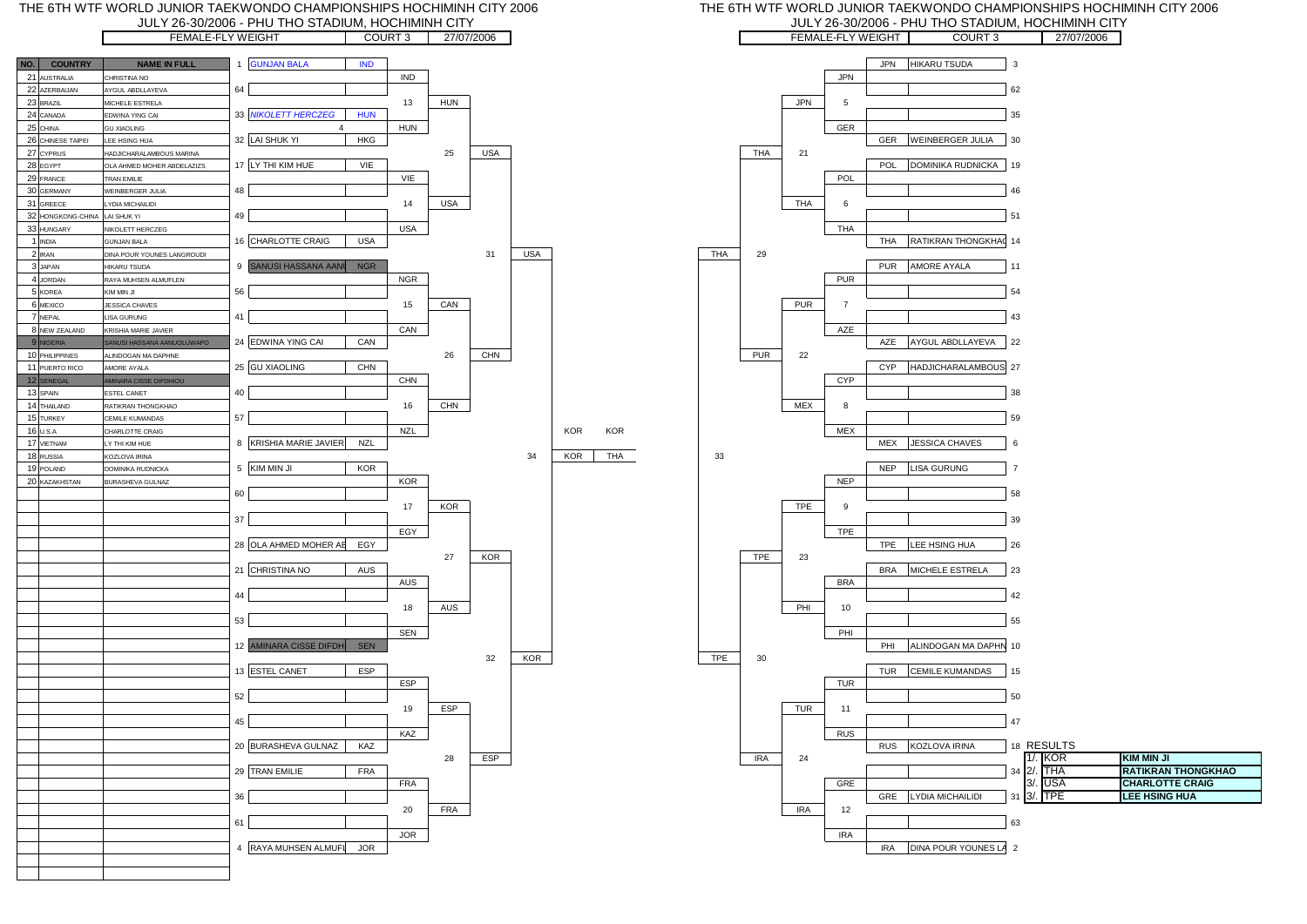# THE 6TH WTF WORLD JUNIOR TAEKWONDO CHAMPIONSHIPS HOCHIMINH CITY 2006

JULY 26-30/2006 - PHU THO STADIUM, HOCHIMINH CITY

FEMALE-FLY WEIGHT | COURT 3 | 27/07/2006

| NO. | COUNTRY | NAME IN FULL |
|---|---|---|
| 21 | AUSTRALIA | CHRISTINA NO |
| 22 | AZERBAIJAN | AYGUL ABDLLAYEVA |
| 23 | BRAZIL | MICHELE ESTRELA |
| 24 | CANADA | EDWINA YING CAI |
| 25 | CHINA | GU XIAOLING |
| 26 | CHINESE TAIPEI | LEE HSING HUA |
| 27 | CYPRUS | HADJICHARALAMBOUS MARINA |
| 28 | EGYPT | OLA AHMED MOHER ABDELAZIZS |
| 29 | FRANCE | TRAN EMILIE |
| 30 | GERMANY | WEINBERGER JULIA |
| 31 | GREECE | LYDIA MICHAILIDI |
| 32 | HONGKONG-CHINA | LAI SHUK YI |
| 33 | HUNGARY | NIKOLETT HERCZEG |
| 1 | INDIA | GUNJAN BALA |
| 2 | IRAN | DINA POUR YOUNES LANGROUDI |
| 3 | JAPAN | HIKARU TSUDA |
| 4 | JORDAN | RAYA MUHSEN ALMUFLEN |
| 5 | KOREA | KIM MIN JI |
| 6 | MEXICO | JESSICA CHAVES |
| 7 | NEPAL | LISA GURUNG |
| 8 | NEW ZEALAND | KRISHIA MARIE JAVIER |
| 9 | NIGERIA | SANUSI HASSANA AANUOLUWAPO |
| 10 | PHILIPPINES | ALINDOGAN MA DAPHNE |
| 11 | PUERTO RICO | AMORE AYALA |
| 12 | SENEGAL | AMINARA CISSE DIFDHIOU |
| 13 | SPAIN | ESTEL CANET |
| 14 | THAILAND | RATIKRAN THONGKHAO |
| 15 | TURKEY | CEMILE KUMANDAS |
| 16 | U.S.A | CHARLOTTE CRAIG |
| 17 | VIETNAM | LY THI KIM HUE |
| 18 | RUSSIA | KOZLOVA IRINA |
| 19 | POLAND | DOMINIKA RUDNICKA |
| 20 | KAZAKHSTAN | BURASHEVA GULNAZ |

## Draw (left side)

| Seed | Name | Country |
|---|---|---|
| 1 | GUNJAN BALA | IND |
| 64 | | |
| 33 | NIKOLETT HERCZEG | HUN |
| 32 | LAI SHUK YI | HKG |
| 17 | LY THI KIM HUE | VIE |
| 48 | | |
| 49 | | |
| 16 | CHARLOTTE CRAIG | USA |
| 9 | SANUSI HASSANA AANU | NGR |
| 56 | | |
| 41 | | |
| 24 | EDWINA YING CAI | CAN |
| 25 | GU XIAOLING | CHN |
| 40 | | |
| 57 | | |
| 8 | KRISHIA MARIE JAVIER | NZL |
| 5 | KIM MIN JI | KOR |
| 60 | | |
| 37 | | |
| 28 | OLA AHMED MOHER AE | EGY |
| 21 | CHRISTINA NO | AUS |
| 44 | | |
| 53 | | |
| 12 | AMINARA CISSE DIFDH | SEN |
| 13 | ESTEL CANET | ESP |
| 52 | | |
| 45 | | |
| 20 | BURASHEVA GULNAZ | KAZ |
| 29 | TRAN EMILIE | FRA |
| 36 | | |
| 61 | | |
| 4 | RAYA MUHSEN ALMUFL | JOR |

Left results: Round 1 — IND, HUN (4), VIE, USA, NGR, CAN, CHN, NZL, KOR, EGY, AUS, SEN, ESP, KAZ, FRA, JOR. Round 2 — 13 HUN, 14 USA, 15 CAN, 16 CHN, 17 KOR, 18 AUS, 19 ESP, 20 FRA. Round 3 — 25 USA, 26 CHN, 27 KOR, 28 ESP. Round 4 — 31 USA, 32 KOR. Semifinal 34 — KOR. Final: KOR vs THA — KOR.

## Draw (right side)

| Seed | Name | Country |
|---|---|---|
| 3 | HIKARU TSUDA | JPN |
| 62 | | |
| 35 | | |
| 30 | WEINBERGER JULIA | GER |
| 19 | DOMINIKA RUDNICKA | POL |
| 46 | | |
| 51 | | |
| 14 | RATIKRAN THONGKHAO | THA |
| 11 | AMORE AYALA | PUR |
| 54 | | |
| 43 | | |
| 22 | AYGUL ABDLLAYEVA | AZE |
| 27 | HADJICHARALAMBOUS | CYP |
| 38 | | |
| 59 | | |
| 6 | JESSICA CHAVES | MEX |
| 7 | LISA GURUNG | NEP |
| 58 | | |
| 39 | | |
| 26 | LEE HSING HUA | TPE |
| 23 | MICHELE ESTRELA | BRA |
| 42 | | |
| 55 | | |
| 10 | ALINDOGAN MA DAPHN | PHI |
| 15 | CEMILE KUMANDAS | TUR |
| 50 | | |
| 47 | | |
| 18 | KOZLOVA IRINA | RUS |
| 34 | | |
| 31 | LYDIA MICHAILIDI | GRE |
| 63 | | |
| 2 | DINA POUR YOUNES LA | IRA |

Right results: Round 1 — JPN, GER, POL, THA, PUR, AZE, CYP, MEX, NEP, TPE, BRA, PHI, TUR, RUS, GRE, IRA. Round 2 — 5 JPN, 6 THA, 7 PUR, 8 MEX, 9 TPE, 10 PHI, 11 TUR, 12 IRA. Round 3 — 21 THA, 22 PUR, 23 TPE, 24 IRA. Round 4 — 29 THA, 30 TPE. Semifinal 33 — THA.

## RESULTS

| Place | Country | Name |
|---|---|---|
| 1. | KOR | KIM MIN JI |
| 2. | THA | RATIKRAN THONGKHAO |
| 3. | USA | CHARLOTTE CRAIG |
| 3. | TPE | LEE HSING HUA |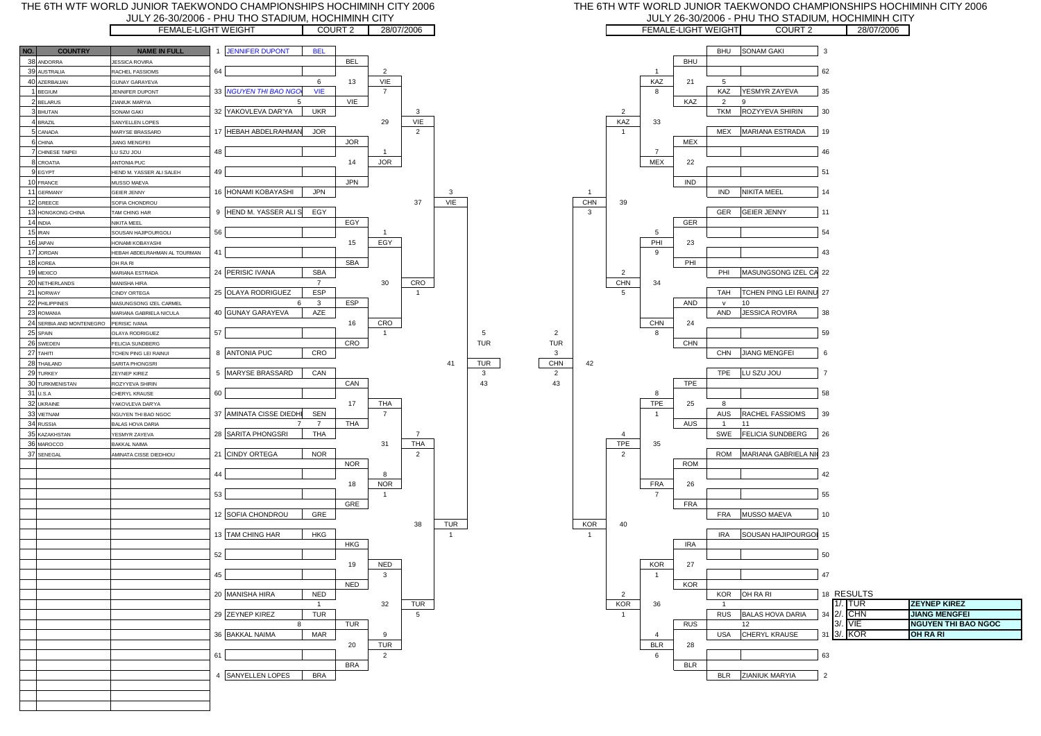# THE 6TH WTF WORLD JUNIOR TAEKWONDO CHAMPIONSHIPS HOCHIMINH CITY 2006

JULY 26-30/2006 - PHU THO STADIUM, HOCHIMINH CITY

| FEMALE-LIGHT WEIGHT | COURT 2 | 28/07/2006 |
|---|---|---|

| NO. | COUNTRY | NAME IN FULL |
|---|---|---|
| 38 | ANDORRA | JESSICA ROVIRA |
| 39 | AUSTRALIA | RACHEL FASSIOMS |
| 40 | AZERBAIJAN | GUNAY GARAYEVA |
| 1 | BEGIUM | JENNIFER DUPONT |
| 2 | BELARUS | ZIANIUK MARYIA |
| 3 | BHUTAN | SONAM GAKI |
| 4 | BRAZIL | SANYELLEN LOPES |
| 5 | CANADA | MARYSE BRASSARD |
| 6 | CHINA | JIANG MENGFEI |
| 7 | CHINESE TAIPEI | LU SZU JOU |
| 8 | CROATIA | ANTONIA PUC |
| 9 | EGYPT | HEND M. YASSER ALI SALEH |
| 10 | FRANCE | MUSSO MAEVA |
| 11 | GERMANY | GEIER JENNY |
| 12 | GREECE | SOFIA CHONDROU |
| 13 | HONGKONG-CHINA | TAM CHING HAR |
| 14 | INDIA | NIKITA MEEL |
| 15 | IRAN | SOUSAN HAJIPOURGOLI |
| 16 | JAPAN | HONAMI KOBAYASHI |
| 17 | JORDAN | HEBAH ABDELRAHMAN AL TOURMAN |
| 18 | KOREA | OH RA RI |
| 19 | MEXICO | MARIANA ESTRADA |
| 20 | NETHERLANDS | MANISHA HIRA |
| 21 | NORWAY | CINDY ORTEGA |
| 22 | PHILIPPINES | MASUNGSONG IZEL CARMEL |
| 23 | ROMANIA | MARIANA GABRIELA NICULA |
| 24 | SERBIA AND MONTENEGRO | PERISIC IVANA |
| 25 | SPAIN | OLAYA RODRIGUEZ |
| 26 | SWEDEN | FELICIA SUNDBERG |
| 27 | TAHITI | TCHEN PING LEI RAINUI |
| 28 | THAILAND | SARITA PHONGSRI |
| 29 | TURKEY | ZEYNEP KIREZ |
| 30 | TURKMENISTAN | ROZYYEVA SHIRIN |
| 31 | U.S.A | CHERYL KRAUSE |
| 32 | UKRAINE | YAKOVLEVA DAR'YA |
| 33 | VIETNAM | NGUYEN THI BAO NGOC |
| 34 | RUSSIA | BALAS HOVA DARIA |
| 35 | KAZAKHSTAN | YESMYR ZAYEVA |
| 36 | MAROCCO | BAKKAL NAIMA |
| 37 | SENEGAL | AMINATA CISSE DIEDHIOU |

## Left bracket – first round draw

| Draw | Name | Country |
|---|---|---|
| 1 | JENNIFER DUPONT | BEL |
| 64 | | |
| 33 | NGUYEN THI BAO NGOC | VIE |
| 32 | YAKOVLEVA DAR'YA | UKR |
| 17 | HEBAH ABDELRAHMAN | JOR |
| 48 | | |
| 49 | | |
| 16 | HONAMI KOBAYASHI | JPN |
| 9 | HEND M. YASSER ALI S | EGY |
| 56 | | |
| 41 | | |
| 24 | PERISIC IVANA | SBA |
| 25 | OLAYA RODRIGUEZ | ESP |
| 40 | GUNAY GARAYEVA | AZE |
| 57 | | |
| 8 | ANTONIA PUC | CRO |
| 5 | MARYSE BRASSARD | CAN |
| 60 | | |
| 37 | AMINATA CISSE DIEDHI | SEN |
| 28 | SARITA PHONGSRI | THA |
| 21 | CINDY ORTEGA | NOR |
| 44 | | |
| 53 | | |
| 12 | SOFIA CHONDROU | GRE |
| 13 | TAM CHING HAR | HKG |
| 52 | | |
| 45 | | |
| 20 | MANISHA HIRA | NED |
| 29 | ZEYNEP KIREZ | TUR |
| 36 | BAKKAL NAIMA | MAR |
| 61 | | |
| 4 | SANYELLEN LOPES | BRA |

## Left bracket – results

| Bout | Winner | Score |
|---|---|---|
| 13 | VIE | 6 – 7 (BEL 2 / VIE 7) |
| 14 | JOR | 1 |
| 15 | EGY | 1 |
| 16 | CRO | 1 |
| 17 | THA | 7 |
| 18 | NOR | 8 – 1 |
| 19 | NED | 3 |
| 20 | TUR | 9 – 2 |
| 29 | VIE | 3 – 2 |
| 30 | CRO | 7 – 1 (SBA 7 / ESP 3, 6) |
| 31 | THA | 7 – 2 (THA 7 / AZE-ESP 3) |
| 32 | TUR | 1 – 5 |
| 37 | VIE | 3 |
| 38 | TUR | 1 |
| 41 | TUR | 5 – 3 |

Additional scores shown: BEL–VIE bout 5; CAN–THA 7; TUR 8.

## Right bracket – first round draw

| Draw | Name | Country |
|---|---|---|
| 3 | SONAM GAKI | BHU |
| 62 | | |
| 35 | YESMYR ZAYEVA | KAZ |
| 30 | ROZYYEVA SHIRIN | TKM |
| 19 | MARIANA ESTRADA | MEX |
| 46 | | |
| 51 | | |
| 14 | NIKITA MEEL | IND |
| 11 | GEIER JENNY | GER |
| 54 | | |
| 43 | | |
| 22 | MASUNGSONG IZEL CA | PHI |
| 27 | TCHEN PING LEI RAINU | TAH |
| 38 | JESSICA ROVIRA | AND |
| 59 | | |
| 6 | JIANG MENGFEI | CHN |
| 7 | LU SZU JOU | TPE |
| 58 | | |
| 39 | RACHEL FASSIOMS | AUS |
| 26 | FELICIA SUNDBERG | SWE |
| 23 | MARIANA GABRIELA NI | ROM |
| 42 | | |
| 55 | | |
| 10 | MUSSO MAEVA | FRA |
| 15 | SOUSAN HAJIPOURGOI | IRA |
| 50 | | |
| 47 | | |
| 18 | OH RA RI | KOR |
| 34 | BALAS HOVA DARIA | RUS |
| 31 | CHERYL KRAUSE | USA |
| 63 | | |
| 2 | ZIANIUK MARYIA | BLR |

## Right bracket – results

| Bout | Winner | Score |
|---|---|---|
| 21 | KAZ | 1 – 8 (KAZ 5 – 9) |
| 22 | MEX | 7 |
| 23 | PHI | 5 – 9 |
| 24 | CHN | 8 (TAH v AND 10) |
| 25 | TPE | 8 – 1 (AUS 1 – 11) |
| 26 | FRA | 7 |
| 27 | KOR | 1 |
| 28 | BLR | 4 – 6 (RUS 12) |
| 33 | KAZ | 2 – 1 |
| 34 | CHN | 2 – 5 |
| 35 | TPE | 4 – 2 |
| 36 | KOR | 2 – 1 |
| 39 | CHN | 1 – 3 |
| 40 | KOR | 1 |
| 42 | CHN | 2 (CHN 43) |

## Final

TUR 3 – CHN 2 (Bout 43; semifinal scores TUR 5 / TUR 3, CHN 2)

## RESULTS

| Place | Country | Name |
|---|---|---|
| 1. | TUR | ZEYNEP KIREZ |
| 2. | CHN | JIANG MENGFEI |
| 3. | VIE | NGUYEN THI BAO NGOC |
| 3. | KOR | OH RA RI |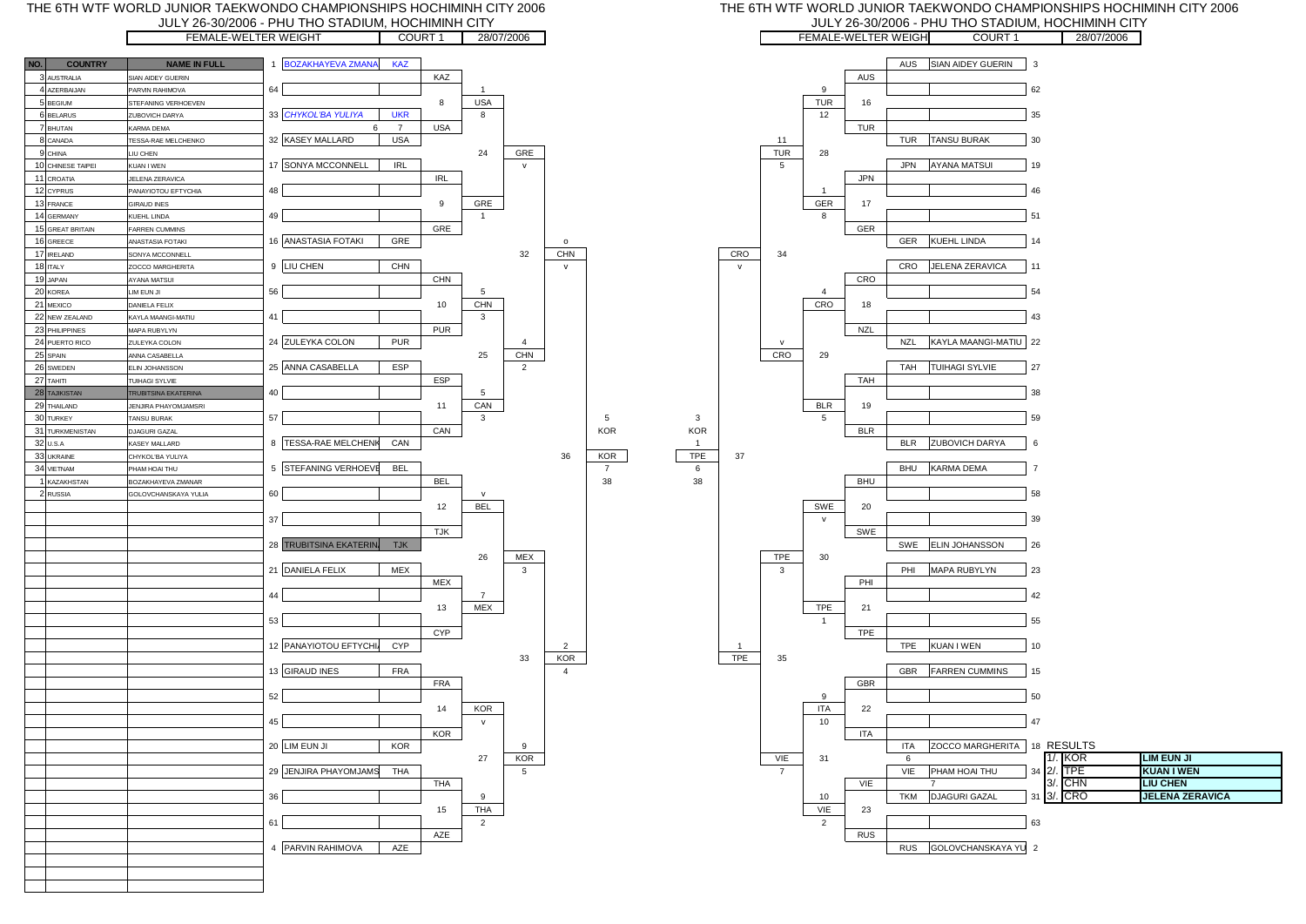# THE 6TH WTF WORLD JUNIOR TAEKWONDO CHAMPIONSHIPS HOCHIMINH CITY 2006

JULY 26-30/2006 - PHU THO STADIUM, HOCHIMINH CITY

FEMALE-WELTER WEIGHT | COURT 1 | 28/07/2006

| NO. | COUNTRY | NAME IN FULL |
|---|---|---|
| 3 | AUSTRALIA | SIAN AIDEY GUERIN |
| 4 | AZERBAIJAN | PARVIN RAHIMOVA |
| 5 | BEGIUM | STEFANING VERHOEVEN |
| 6 | BELARUS | ZUBOVICH DARYA |
| 7 | BHUTAN | KARMA DEMA |
| 8 | CANADA | TESSA-RAE MELCHENKO |
| 9 | CHINA | LIU CHEN |
| 10 | CHINESE TAIPEI | KUAN I WEN |
| 11 | CROATIA | JELENA ZERAVICA |
| 12 | CYPRUS | PANAYIOTOU EFTYCHIA |
| 13 | FRANCE | GIRAUD INES |
| 14 | GERMANY | KUEHL LINDA |
| 15 | GREAT BRITAIN | FARREN CUMMINS |
| 16 | GREECE | ANASTASIA FOTAKI |
| 17 | IRELAND | SONYA MCCONNELL |
| 18 | ITALY | ZOCCO MARGHERITA |
| 19 | JAPAN | AYANA MATSUI |
| 20 | KOREA | LIM EUN JI |
| 21 | MEXICO | DANIELA FELIX |
| 22 | NEW ZEALAND | KAYLA MAANGI-MATIU |
| 23 | PHILIPPINES | MAPA RUBYLYN |
| 24 | PUERTO RICO | ZULEYKA COLON |
| 25 | SPAIN | ANNA CASABELLA |
| 26 | SWEDEN | ELIN JOHANSSON |
| 27 | TAHITI | TUIHAGI SYLVIE |
| 28 | TAJIKISTAN | TRUBITSINA EKATERINA |
| 29 | THAILAND | JENJIRA PHAYOMJAMSRI |
| 30 | TURKEY | TANSU BURAK |
| 31 | TURKMENISTAN | DJAGURI GAZAL |
| 32 | U.S.A | KASEY MALLARD |
| 33 | UKRAINE | CHYKOL'BA YULIYA |
| 34 | VIETNAM | PHAM HOAI THU |
| 1 | KAZAKHSTAN | BOZAKHAYEVA ZMANAR |
| 2 | RUSSIA | GOLOVCHANSKAYA YULIA |

## Draw – Left half

| Seed | Name | Country |
|---|---|---|
| 1 | BOZAKHAYEVA ZMANA | KAZ |
| 64 | | |
| 33 | *CHYKOL'BA YULIYA* | UKR |
| 32 | KASEY MALLARD | USA |
| 17 | SONYA MCCONNELL | IRL |
| 48 | | |
| 49 | | |
| 16 | ANASTASIA FOTAKI | GRE |
| 9 | LIU CHEN | CHN |
| 56 | | |
| 41 | | |
| 24 | ZULEYKA COLON | PUR |
| 25 | ANNA CASABELLA | ESP |
| 40 | | |
| 57 | | |
| 8 | TESSA-RAE MELCHENK | CAN |
| 5 | STEFANING VERHOEVE | BEL |
| 60 | | |
| 37 | | |
| 28 | TRUBITSINA EKATERIN | TJK |
| 21 | DANIELA FELIX | MEX |
| 44 | | |
| 53 | | |
| 12 | PANAYIOTOU EFTYCHI | CYP |
| 13 | GIRAUD INES | FRA |
| 52 | | |
| 45 | | |
| 20 | LIM EUN JI | KOR |
| 29 | JENJIRA PHAYOMJAMS | THA |
| 36 | | |
| 61 | | |
| 4 | PARVIN RAHIMOVA | AZE |

Left half results:
- Bout 6: UKR 6 – USA 7 → USA
- Bout 8: KAZ – USA → USA (1 – 8)
- Bout 9: IRL – GRE → GRE
- Bout 24: USA 8 – GRE 1 → GRE
- Bout 10: CHN – PUR → CHN (5 – 3)
- Bout 11: ESP – CAN → CAN (5 – 3)
- Bout 25: CHN 4 – CAN 2 → CHN
- Bout 32: GRE v – CHN v → CHN (o)
- Bout 12: BEL – TJK → BEL (v)
- Bout 13: MEX – CYP → MEX (7)
- Bout 26: BEL – MEX 3 → MEX
- Bout 14: FRA – KOR → KOR (v)
- Bout 15: THA – AZE → THA (9 – 2)
- Bout 27: KOR 9 – THA 5 → KOR
- Bout 33: MEX 2 – KOR 4 → KOR
- Bout 36: CHN 5 – KOR 7 → KOR

## Draw – Right half

| Seed | Name | Country |
|---|---|---|
| 3 | SIAN AIDEY GUERIN | AUS |
| 62 | | |
| 35 | | |
| 30 | TANSU BURAK | TUR |
| 19 | AYANA MATSUI | JPN |
| 46 | | |
| 51 | | |
| 14 | KUEHL LINDA | GER |
| 11 | JELENA ZERAVICA | CRO |
| 54 | | |
| 43 | | |
| 22 | KAYLA MAANGI-MATIU | NZL |
| 27 | TUIHAGI SYLVIE | TAH |
| 38 | | |
| 59 | | |
| 6 | ZUBOVICH DARYA | BLR |
| 7 | KARMA DEMA | BHU |
| 58 | | |
| 39 | | |
| 26 | ELIN JOHANSSON | SWE |
| 23 | MAPA RUBYLYN | PHI |
| 42 | | |
| 55 | | |
| 10 | KUAN I WEN | TPE |
| 15 | FARREN CUMMINS | GBR |
| 50 | | |
| 47 | | |
| 18 | ZOCCO MARGHERITA | ITA |
| 34 | PHAM HOAI THU | VIE |
| 31 | DJAGURI GAZAL | TKM |
| 63 | | |
| 2 | GOLOVCHANSKAYA YU | RUS |

Right half results:
- Bout 16: AUS – TUR → TUR (9 – 12)
- Bout 17: JPN – GER → GER (1 – 8)
- Bout 28: TUR 11 – GER 5 → TUR
- Bout 18: CRO – NZL → CRO (4)
- Bout 19: TAH – BLR → BLR (5)
- Bout 29: CRO v – BLR → CRO
- Bout 34: TUR v – CRO v → CRO
- Bout 20: BHU – SWE → SWE (v)
- Bout 21: PHI – TPE → TPE (1)
- Bout 30: SWE – TPE 3 → TPE
- Bout 22: GBR – ITA → ITA (9 – 10)
- Bout 7: VIE 7 – TKM → VIE
- Bout 23: VIE – RUS → VIE (10 – 2)
- Bout 31: ITA 6 – VIE 7 → VIE
- Bout 35: TPE 1 – VIE → TPE
- Bout 37: CRO 1 – TPE 6 → TPE

## Final

Bout 38: KOR 3 – TPE 1 → KOR

## RESULTS

| Place | Country | Name |
|---|---|---|
| 1. | KOR | LIM EUN JI |
| 2. | TPE | KUAN I WEN |
| 3. | CHN | LIU CHEN |
| 3. | CRO | JELENA ZERAVICA |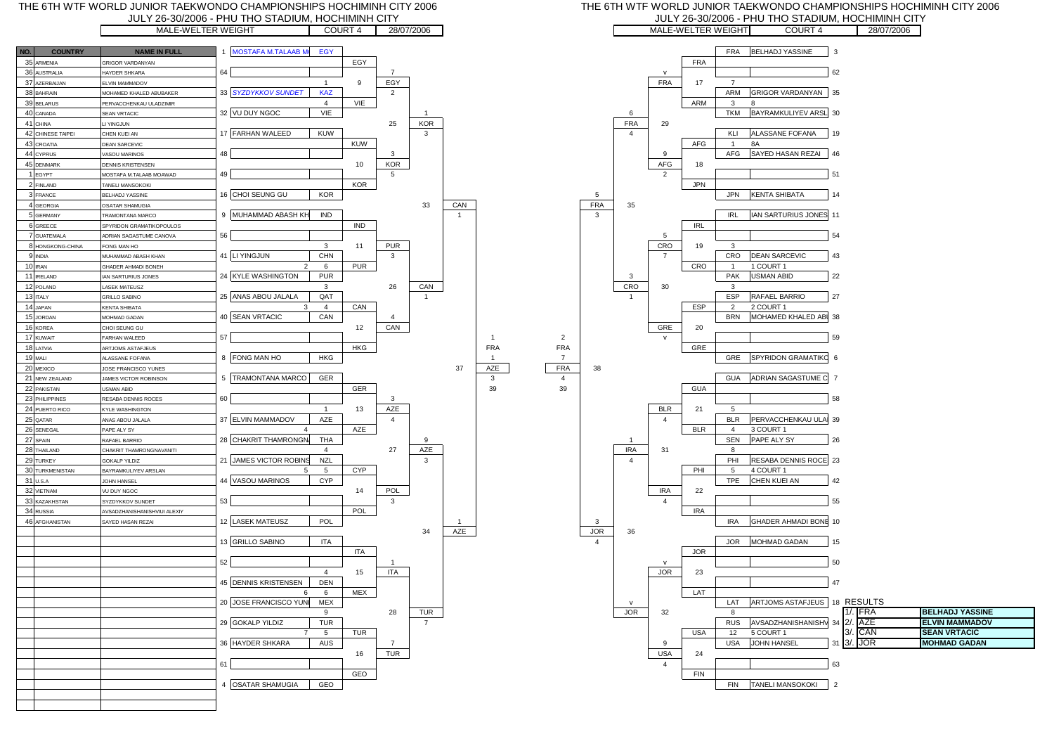# THE 6TH WTF WORLD JUNIOR TAEKWONDO CHAMPIONSHIPS HOCHIMINH CITY 2006

JULY 26-30/2006 - PHU THO STADIUM, HOCHIMINH CITY

MALE-WELTER WEIGHT | COURT 4 | 28/07/2006

| NO. | COUNTRY | NAME IN FULL |
|---|---|---|
| 35 | ARMENIA | GRIGOR VARDANYAN |
| 36 | AUSTRALIA | HAYDER SHKARA |
| 37 | AZERBAIJAN | ELVIN MAMMADOV |
| 38 | BAHRAIN | MOHAMED KHALED ABUBAKER |
| 39 | BELARUS | PERVACCHENKAU ULADZIMIR |
| 40 | CANADA | SEAN VRTACIC |
| 41 | CHINA | LI YINGJUN |
| 42 | CHINESE TAIPEI | CHEN KUEI AN |
| 43 | CROATIA | DEAN SARCEVIC |
| 44 | CYPRUS | VASOU MARINOS |
| 45 | DENMARK | DENNIS KRISTENSEN |
| 1 | EGYPT | MOSTAFA M.TALAAB MOAWAD |
| 2 | FINLAND | TANELI MANSOKOKI |
| 3 | FRANCE | BELHADJ YASSINE |
| 4 | GEORGIA | OSATAR SHAMUGIA |
| 5 | GERMANY | TRAMONTANA MARCO |
| 6 | GREECE | SPYRIDON GRAMATIKOPOULOS |
| 7 | GUATEMALA | ADRIAN SAGASTUME CANOVA |
| 8 | HONGKONG-CHINA | FONG MAN HO |
| 9 | INDIA | MUHAMMAD ABASH KHAN |
| 10 | IRAN | GHADER AHMADI BONEH |
| 11 | IRELAND | IAN SARTURIUS JONES |
| 12 | POLAND | LASEK MATEUSZ |
| 13 | ITALY | GRILLO SABINO |
| 14 | JAPAN | KENTA SHIBATA |
| 15 | JORDAN | MOHMAD GADAN |
| 16 | KOREA | CHOI SEUNG GU |
| 17 | KUWAIT | FARHAN WALEED |
| 18 | LATVIA | ARTJOMS ASTAFJEUS |
| 19 | MALI | ALASSANE FOFANA |
| 20 | MEXICO | JOSE FRANCISCO YUNES |
| 21 | NEW ZEALAND | JAMES VICTOR ROBINSON |
| 22 | PAKISTAN | USMAN ABID |
| 23 | PHILIPPINES | RESABA DENNIS ROCES |
| 24 | PUERTO RICO | KYLE WASHINGTON |
| 25 | QATAR | ANAS ABOU JALALA |
| 26 | SENEGAL | PAPE ALY SY |
| 27 | SPAIN | RAFAEL BARRIO |
| 28 | THAILAND | CHAKRIT THAMRONGNAVANITI |
| 29 | TURKEY | GOKALP YILDIZ |
| 30 | TURKMENISTAN | BAYRAMKULIYEV ARSLAN |
| 31 | U.S.A | JOHN HANSEL |
| 32 | VIETNAM | VU DUY NGOC |
| 33 | KAZAKHSTAN | SYZDYKKOV SUNDET |
| 34 | RUSSIA | AVSADZHANISHANISHVILI ALEXIY |
| 46 | AFGHANISTAN | SAYED HASAN REZAI |

## Draw (left side)

| Seed | Name | Country |
|---|---|---|
| 1 | MOSTAFA M.TALAAB M | EGY |
| 64 | | |
| 33 | SYZDYKKOV SUNDET | KAZ |
| 32 | VU DUY NGOC | VIE |
| 17 | FARHAN WALEED | KUW |
| 48 | | |
| 49 | | |
| 16 | CHOI SEUNG GU | KOR |
| 9 | MUHAMMAD ABASH KH | IND |
| 56 | | |
| 41 | LI YINGJUN | CHN |
| 24 | KYLE WASHINGTON | PUR |
| 25 | ANAS ABOU JALALA | QAT |
| 40 | SEAN VRTACIC | CAN |
| 57 | | |
| 8 | FONG MAN HO | HKG |
| 5 | TRAMONTANA MARCO | GER |
| 60 | | |
| 37 | ELVIN MAMMADOV | AZE |
| 28 | CHAKRIT THAMRONGNA | THA |
| 21 | JAMES VICTOR ROBINS | NZL |
| 44 | VASOU MARINOS | CYP |
| 53 | | |
| 12 | LASEK MATEUSZ | POL |
| 13 | GRILLO SABINO | ITA |
| 52 | | |
| 45 | DENNIS KRISTENSEN | DEN |
| 20 | JOSE FRANCISCO YUNI | MEX |
| 29 | GOKALP YILDIZ | TUR |
| 36 | HAYDER SHKARA | AUS |
| 61 | | |
| 4 | OSATAR SHAMUGIA | GEO |

Left side results: Bout 9: EGY 1 – KAZ 4 → EGY; Bout 25: EGY 7 – VIE 2 → VIE... Bout 10: KUW – KOR → KOR; Bout 33: KOR 3 – KOR 5 → CAN 1; Bout 11: IND 3 – PUR 6 (2) → PUR; Bout 12: QAT 4 (3) – CAN → CAN; Bout 26: PUR 3 – CAN 4 → CAN 1; Bout 13: GER 1 – AZE 4 → AZE; Bout 27: AZE 4 – CYP → AZE 3; Bout 14: THA 4 – NZL 5 (5) → CYP; Bout 15: ITA 4 – DEN 6 (6) → ITA 1; Bout 16: TUR 5 (7) – GEO → TUR 7; Bout 28: ITA – TUR 9 → TUR 7; Bout 34: AZE 1; Bout 37: CAN 1 – AZE 3 → AZE 1, 39.

## Draw (right side)

| Country | Name | Seed |
|---|---|---|
| FRA | BELHADJ YASSINE | 3 |
| | | 62 |
| ARM | GRIGOR VARDANYAN | 35 |
| TKM | BAYRAMKULIYEV ARSL | 30 |
| KLI | ALASSANE FOFANA | 19 |
| AFG | SAYED HASAN REZAI | 46 |
| | | 51 |
| JPN | KENTA SHIBATA | 14 |
| IRL | IAN SARTURIUS JONES | 11 |
| | | 54 |
| CRO | DEAN SARCEVIC | 43 |
| PAK | USMAN ABID | 22 |
| ESP | RAFAEL BARRIO | 27 |
| BRN | MOHAMED KHALED ABI | 38 |
| | | 59 |
| GRE | SPYRIDON GRAMATIKO | 6 |
| GUA | ADRIAN SAGASTUME C | 7 |
| | | 58 |
| BLR | PERVACCHENKAU ULA | 39 |
| SEN | PAPE ALY SY | 26 |
| PHI | RESABA DENNIS ROCE | 23 |
| TPE | CHEN KUEI AN | 42 |
| | | 55 |
| IRA | GHADER AHMADI BONE | 10 |
| JOR | MOHMAD GADAN | 15 |
| | | 50 |
| | | 47 |
| LAT | ARTJOMS ASTAFJEUS | 18 |
| RUS | AVSADZHANISHANISHV | 34 |
| USA | JOHN HANSEL | 31 |
| | | 63 |
| FIN | TANELI MANSOKOKI | 2 |

## RESULTS

| Place | Country | Name |
|---|---|---|
| 1/. | FRA | BELHADJ YASSINE |
| 2/. | AZE | ELVIN MAMMADOV |
| 3/. | CAN | SEAN VRTACIC |
| 3/. | JOR | MOHMAD GADAN |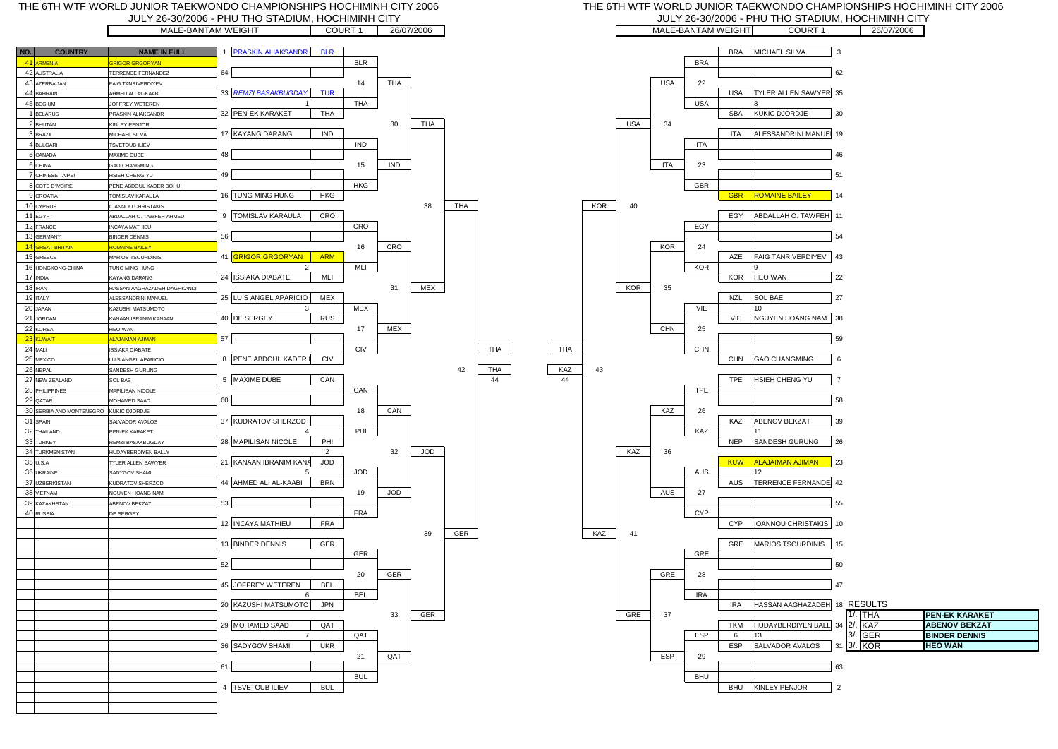# THE 6TH WTF WORLD JUNIOR TAEKWONDO CHAMPIONSHIPS HOCHIMINH CITY 2006

JULY 26-30/2006 - PHU THO STADIUM, HOCHIMINH CITY

MALE-BANTAM WEIGHT | COURT 1 | 26/07/2006

| NO. | COUNTRY | NAME IN FULL |
|---|---|---|
| 41 | ARMENIA | GRIGOR GRGORYAN |
| 42 | AUSTRALIA | TERRENCE FERNANDEZ |
| 43 | AZERBAIJAN | FAIG TANRIVERDIYEV |
| 44 | BAHRAIN | AHMED ALI AL-KAABI |
| 45 | BEGIUM | JOFFREY WETEREN |
| 1 | BELARUS | PRASKIN ALIAKSANDR |
| 2 | BHUTAN | KINLEY PENJOR |
| 3 | BRAZIL | MICHAEL SILVA |
| 4 | BULGARI | TSVETOUB ILIEV |
| 5 | CANADA | MAXIME DUBE |
| 6 | CHINA | GAO CHANGMING |
| 7 | CHINESE TAIPEI | HSIEH CHENG YU |
| 8 | COTE D'IVOIRE | PENE ABDOUL KADER BOHUI |
| 9 | CROATIA | TOMISLAV KARAULA |
| 10 | CYPRUS | IOANNOU CHRISTAKIS |
| 11 | EGYPT | ABDALLAH O. TAWFEH AHMED |
| 12 | FRANCE | INCAYA MATHIEU |
| 13 | GERMANY | BINDER DENNIS |
| 14 | GREAT BRITAIN | ROMAINE BAILEY |
| 15 | GREECE | MARIOS TSOURDINIS |
| 16 | HONGKONG-CHINA | TUNG MING HUNG |
| 17 | INDIA | KAYANG DARANG |
| 18 | IRAN | HASSAN AAGHAZADEH DAGHKANDI |
| 19 | ITALY | ALESSANDRINI MANUEL |
| 20 | JAPAN | KAZUSHI MATSUMOTO |
| 21 | JORDAN | KANAAN IBRANIM KANAAN |
| 22 | KOREA | HEO WAN |
| 23 | KUWAIT | ALAJAIMAN AJIMAN |
| 24 | MALI | ISSIAKA DIABATE |
| 25 | MEXICO | LUIS ANGEL APARICIO |
| 26 | NEPAL | SANDESH GURUNG |
| 27 | NEW ZEALAND | SOL BAE |
| 28 | PHILIPPINES | MAPILISAN NICOLE |
| 29 | QATAR | MOHAMED SAAD |
| 30 | SERBIA AND MONTENEGRO | KUKIC DJORDJE |
| 31 | SPAIN | SALVADOR AVALOS |
| 32 | THAILAND | PEN-EK KARAKET |
| 33 | TURKEY | REMZI BASAKBUGDAY |
| 34 | TURKMENISTAN | HUDAYBERDIYEN BALLY |
| 35 | U.S.A | TYLER ALLEN SAWYER |
| 36 | UKRAINE | SADYGOV SHAMI |
| 37 | UZBERKISTAN | KUDRATOV SHERZOD |
| 38 | VIETNAM | NGUYEN HOANG NAM |
| 39 | KAZAKHSTAN | ABENOV BEKZAT |
| 40 | RUSSIA | DE SERGEY |

## Draw (left half)

| Seed | Name | Country |
|---|---|---|
| 1 | PRASKIN ALIAKSANDR | BLR |
| 64 | | |
| 33 | *REMZI BASAKBUGDAY* | TUR |
| 32 | PEN-EK KARAKET | THA |
| 17 | KAYANG DARANG | IND |
| 48 | | |
| 49 | | |
| 16 | TUNG MING HUNG | HKG |
| 9 | TOMISLAV KARAULA | CRO |
| 56 | | |
| 41 | GRIGOR GRGORYAN | ARM |
| 24 | ISSIAKA DIABATE | MLI |
| 25 | LUIS ANGEL APARICIO | MEX |
| 40 | DE SERGEY | RUS |
| 57 | | |
| 8 | PENE ABDOUL KADER B | CIV |
| 5 | MAXIME DUBE | CAN |
| 60 | | |
| 37 | KUDRATOV SHERZOD | |
| 28 | MAPILISAN NICOLE | PHI |
| 21 | KANAAN IBRANIM KANA | JOD |
| 44 | AHMED ALI AL-KAABI | BRN |
| 53 | | |
| 12 | INCAYA MATHIEU | FRA |
| 13 | BINDER DENNIS | GER |
| 52 | | |
| 45 | JOFFREY WETEREN | BEL |
| 20 | KAZUSHI MATSUMOTO | JPN |
| 29 | MOHAMED SAAD | QAT |
| 36 | SADYGOV SHAMI | UKR |
| 61 | | |
| 4 | TSVETOUB ILIEV | BUL |

Left half results:

- Round 1: BLR (14), THA (1), IND (15), HKG, CRO (16), MLI (2), MEX (3), CIV (17), CAN (18), PHI (4), JOD (5), FRA (19), GER (20), BEL (6), QAT (7), BUL (21)
- Round 2: THA, IND, CRO, MEX, CAN, JOD, GER, QAT
- Round 3: THA (30), MEX (31), JOD (32), GER (33)
- Quarter-finals: THA (38), GER (39)
- Semi-final: THA (42)
- Final: THA (44)

## Draw (right half)

| Seed | Name | Country |
|---|---|---|
| 3 | MICHAEL SILVA | BRA |
| 62 | | |
| 35 | TYLER ALLEN SAWYER | USA |
| 30 | KUKIC DJORDJE | SBA |
| 19 | ALESSANDRINI MANUE | ITA |
| 46 | | |
| 51 | | |
| 14 | ROMAINE BAILEY | GBR |
| 11 | ABDALLAH O. TAWFEH | EGY |
| 54 | | |
| 43 | FAIG TANRIVERDIYEV | AZE |
| 22 | HEO WAN | KOR |
| 27 | SOL BAE | NZL |
| 38 | NGUYEN HOANG NAM | VIE |
| 59 | | |
| 6 | GAO CHANGMING | CHN |
| 7 | HSIEH CHENG YU | TPE |
| 58 | | |
| 39 | ABENOV BEKZAT | KAZ |
| 26 | SANDESH GURUNG | NEP |
| 23 | ALAJAIMAN AJIMAN | KUW |
| 42 | TERRENCE FERNANDE | AUS |
| 55 | | |
| 10 | IOANNOU CHRISTAKIS | CYP |
| 15 | MARIOS TSOURDINIS | GRE |
| 50 | | |
| 47 | | |
| 18 | HASSAN AAGHAZADEH | IRA |
| 34 | HUDAYBERDIYEN BALL | TKM |
| 31 | SALVADOR AVALOS | ESP |
| 63 | | |
| 2 | KINLEY PENJOR | BHU |

Right half results:

- Round 1: BRA, USA (8), ITA, GBR, EGY, KOR (9), VIE (10), CHN, TPE, KAZ (11), AUS (12), CYP, GRE, IRA, ESP (13), BHU
- Round 2: USA (22), ITA (23), KOR (24), CHN (25), KAZ (26), AUS (27), GRE (28), ESP (29)
- Round 3: USA (34), KOR (35), KAZ (36), GRE (37)
- Quarter-finals: KOR (40), KAZ (41)
- Semi-final: KAZ (43)
- Final: THA (44)

## RESULTS

| Place | Country | Name |
|---|---|---|
| 1. | THA | PEN-EK KARAKET |
| 2. | KAZ | ABENOV BEKZAT |
| 3. | GER | BINDER DENNIS |
| 3. | KOR | HEO WAN |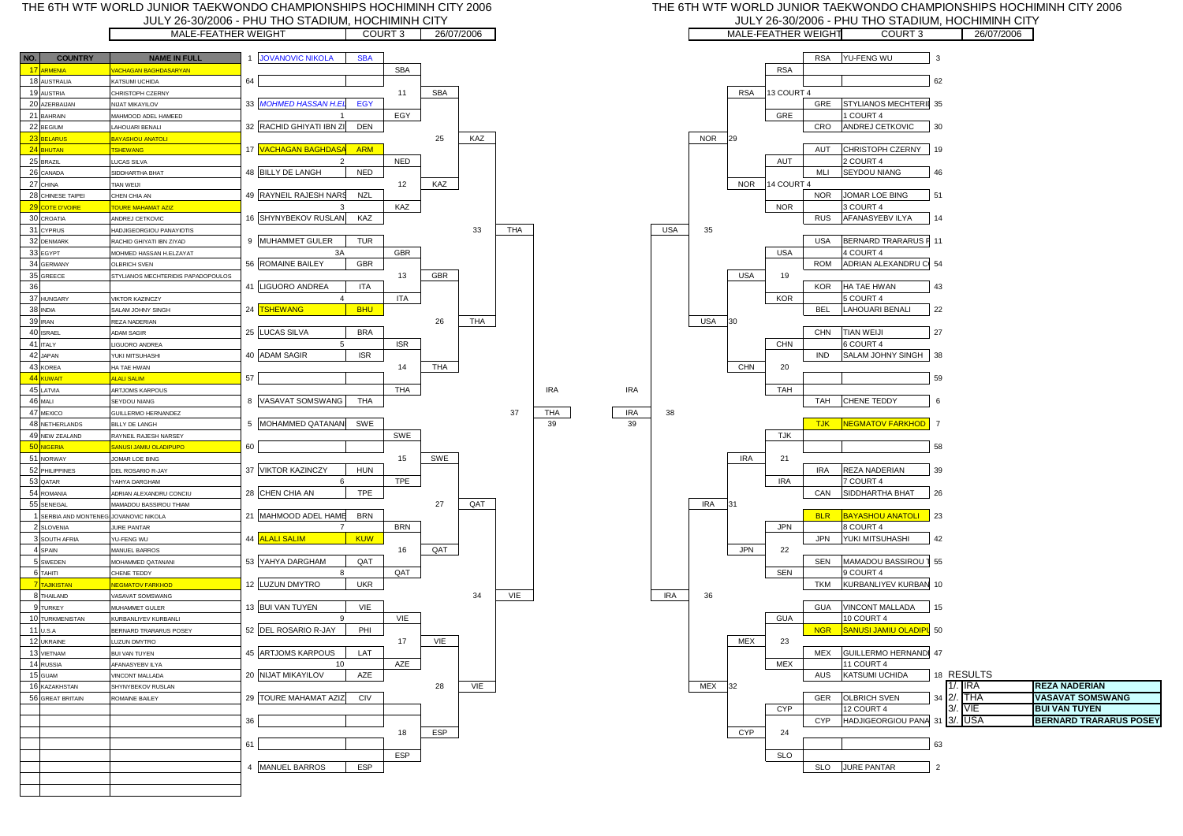# THE 6TH WTF WORLD JUNIOR TAEKWONDO CHAMPIONSHIPS HOCHIMINH CITY 2006

JULY 26-30/2006 - PHU THO STADIUM, HOCHIMINH CITY

MALE-FEATHER WEIGHT | COURT 3 | 26/07/2006

| NO. | COUNTRY | NAME IN FULL |
|---|---|---|
| 17 | ARMENIA | VACHAGAN BAGHDASARYAN |
| 18 | AUSTRALIA | KATSUMI UCHIDA |
| 19 | AUSTRIA | CHRISTOPH CZERNY |
| 20 | AZERBAIJAN | NIJAT MIKAYILOV |
| 21 | BAHRAIN | MAHMOOD ADEL HAMEED |
| 22 | BEGIUM | LAHOUARI BENALI |
| 23 | BELARUS | BAYASHOU ANATOLI |
| 24 | BHUTAN | TSHEWANG |
| 25 | BRAZIL | LUCAS SILVA |
| 26 | CANADA | SIDDHARTHA BHAT |
| 27 | CHINA | TIAN WEIJI |
| 28 | CHINESE TAIPEI | CHEN CHIA AN |
| 29 | COTE D'VOIRE | TOURE MAHAMAT AZIZ |
| 30 | CROATIA | ANDREJ CETKOVIC |
| 31 | CYPRUS | HADJIGEORGIOU PANAYIOTIS |
| 32 | DENMARK | RACHID GHIYATI IBN ZIYAD |
| 33 | EGYPT | MOHMED HASSAN H.ELZAYAT |
| 34 | GERMANY | OLBRICH SVEN |
| 35 | GREECE | STYLIANOS MECHTERIDIS PAPADOPOULOS |
| 36 | | |
| 37 | HUNGARY | VIKTOR KAZINCZY |
| 38 | INDIA | SALAM JOHNY SINGH |
| 39 | IRAN | REZA NADERIAN |
| 40 | ISRAEL | ADAM SAGIR |
| 41 | ITALY | LIGUORO ANDREA |
| 42 | JAPAN | YUKI MITSUHASHI |
| 43 | KOREA | HA TAE HWAN |
| 44 | KUWAIT | ALALI SALIM |
| 45 | LATVIA | ARTJOMS KARPOUS |
| 46 | MALI | SEYDOU NIANG |
| 47 | MEXICO | GUILLERMO HERNANDEZ |
| 48 | NETHERLANDS | BILLY DE LANGH |
| 49 | NEW ZEALAND | RAYNEIL RAJESH NARSEY |
| 50 | NIGERIA | SANUSI JAMIU OLADIPUPO |
| 51 | NORWAY | JOMAR LOE BING |
| 52 | PHILIPPINES | DEL ROSARIO R-JAY |
| 53 | QATAR | YAHYA DARGHAM |
| 54 | ROMANIA | ADRIAN ALEXANDRU CONCIU |
| 55 | SENEGAL | MAMADOU BASSIROU THIAM |
| 1 | SERBIA AND MONTENEGRO | JOVANOVIC NIKOLA |
| 2 | SLOVENIA | JURE PANTAR |
| 3 | SOUTH AFRIA | YU-FENG WU |
| 4 | SPAIN | MANUEL BARROS |
| 5 | SWEDEN | MOHAMMED QATANANI |
| 6 | TAHITI | CHENE TEDDY |
| 7 | TAJIKISTAN | NEGMATOV FARKHOD |
| 8 | THAILAND | VASAVAT SOMSWANG |
| 9 | TURKEY | MUHAMMET GULER |
| 10 | TURKMENISTAN | KURBANLIYEV KURBANLI |
| 11 | U.S.A | BERNARD TRARARUS POSEY |
| 12 | UKRAINE | LUZUN DMYTRO |
| 13 | VIETNAM | BUI VAN TUYEN |
| 14 | RUSSIA | AFANASYEBV ILYA |
| 15 | GUAM | VINCONT MALLADA |
| 16 | KAZAKHSTAN | SHYNYBEKOV RUSLAN |
| 56 | GREAT BRITAIN | ROMAINE BAILEY |

## Left bracket (first round)

| Draw | Name | Country | Match | Winner |
|---|---|---|---|---|
| 1 | JOVANOVIC NIKOLA | SBA | | |
| 64 | | | | SBA |
| 33 | MOHMED HASSAN H.EL | EGY | 1 | EGY |
| 32 | RACHID GHIYATI IBN ZI | DEN | | |
| 17 | VACHAGAN BAGHDASA | ARM | 2 | NED |
| 48 | BILLY DE LANGH | NED | | |
| 49 | RAYNEIL RAJESH NARS | NZL | 3 | KAZ |
| 16 | SHYNYBEKOV RUSLAN | KAZ | | |
| 9 | MUHAMMET GULER | TUR | 3A | GBR |
| 56 | ROMAINE BAILEY | GBR | | |
| 41 | LIGUORO ANDREA | ITA | 4 | ITA |
| 24 | TSHEWANG | BHU | | |
| 25 | LUCAS SILVA | BRA | 5 | ISR |
| 40 | ADAM SAGIR | ISR | | |
| 57 | | | | THA |
| 8 | VASAVAT SOMSWANG | THA | | |
| 5 | MOHAMMED QATANANI | SWE | | SWE |
| 60 | | | | |
| 37 | VIKTOR KAZINCZY | HUN | 6 | TPE |
| 28 | CHEN CHIA AN | TPE | | |
| 21 | MAHMOOD ADEL HAME | BRN | 7 | BRN |
| 44 | ALALI SALIM | KUW | | |
| 53 | YAHYA DARGHAM | QAT | 8 | QAT |
| 12 | LUZUN DMYTRO | UKR | | |
| 13 | BUI VAN TUYEN | VIE | 9 | VIE |
| 52 | DEL ROSARIO R-JAY | PHI | | |
| 45 | ARTJOMS KARPOUS | LAT | 10 | AZE |
| 20 | NIJAT MIKAYILOV | AZE | | |
| 29 | TOURE MAHAMAT AZIZ | CIV | | |
| 36 | | | | |
| 61 | | | | ESP |
| 4 | MANUEL BARROS | ESP | | |

## Left bracket (later rounds)

| Match | Winner |
|---|---|
| 11 | SBA |
| 12 | KAZ |
| 25 | KAZ |
| 13 | GBR |
| 14 | THA |
| 26 | THA |
| 33 | THA |
| 15 | SWE |
| 16 | QAT |
| 27 | QAT |
| 17 | VIE |
| 18 | ESP |
| 28 | VIE |
| 34 | VIE |
| 37 | THA |

Semi-final / Final: IRA – THA (39)

## Right bracket (first round)

| Draw | Name | Country | Match | Winner |
|---|---|---|---|---|
| 3 | YU-FENG WU | RSA | | RSA |
| 62 | | | 13 COURT 4 | RSA |
| 35 | STYLIANOS MECHTERI | GRE | 1 COURT 4 | GRE |
| 30 | ANDREJ CETKOVIC | CRO | | |
| 19 | CHRISTOPH CZERNY | AUT | 2 COURT 4 | AUT |
| 46 | SEYDOU NIANG | MLI | 14 COURT 4 | NOR |
| 51 | JOMAR LOE BING | NOR | 3 COURT 4 | NOR |
| 14 | AFANASYEBV ILYA | RUS | | |
| 11 | BERNARD TRARARUS P | USA | 4 COURT 4 | USA |
| 54 | ADRIAN ALEXANDRU C | ROM | | |
| 43 | HA TAE HWAN | KOR | 5 COURT 4 | KOR |
| 22 | LAHOUARI BENALI | BEL | | |
| 27 | TIAN WEIJI | CHN | 6 COURT 4 | CHN |
| 38 | SALAM JOHNY SINGH | IND | | |
| 59 | | | | TAH |
| 6 | CHENE TEDDY | TAH | | |
| 7 | NEGMATOV FARKHOD | TJK | | TJK |
| 58 | | | | |
| 39 | REZA NADERIAN | IRA | 7 COURT 4 | IRA |
| 26 | SIDDHARTHA BHAT | CAN | | |
| 23 | BAYASHOU ANATOLI | BLR | 8 COURT 4 | JPN |
| 42 | YUKI MITSUHASHI | JPN | | |
| 55 | MAMADOU BASSIROU T | SEN | 9 COURT 4 | SEN |
| 10 | KURBANLIYEV KURBAN | TKM | | |
| 15 | VINCONT MALLADA | GUA | 10 COURT 4 | GUA |
| 50 | SANUSI JAMIU OLADIPU | NGR | | |
| 47 | GUILLERMO HERNAND | MEX | 11 COURT 4 | MEX |
| 18 | KATSUMI UCHIDA | AUS | | |
| 34 | OLBRICH SVEN | GER | 12 COURT 4 | CYP |
| 31 | HADJIGEORGIOU PANA | CYP | | |
| 63 | | | | SLO |
| 2 | JURE PANTAR | SLO | | |

## Right bracket (later rounds)

| Match | Winner |
|---|---|
| 29 | NOR |
| 19 | USA |
| 20 | CHN |
| 30 | USA |
| 35 | USA |
| 21 | IRA |
| 22 | JPN |
| 31 | IRA |
| 23 | MEX |
| 24 | CYP |
| 32 | MEX |
| 36 | IRA |
| 38 | IRA |

Semi-final / Final: IRA – IRA (39)

## RESULTS

| Place | Country | Name |
|---|---|---|
| 1/. | IRA | REZA NADERIAN |
| 2/. | THA | VASAVAT SOMSWANG |
| 3/. | VIE | BUI VAN TUYEN |
| 3/. | USA | BERNARD TRARARUS POSEY |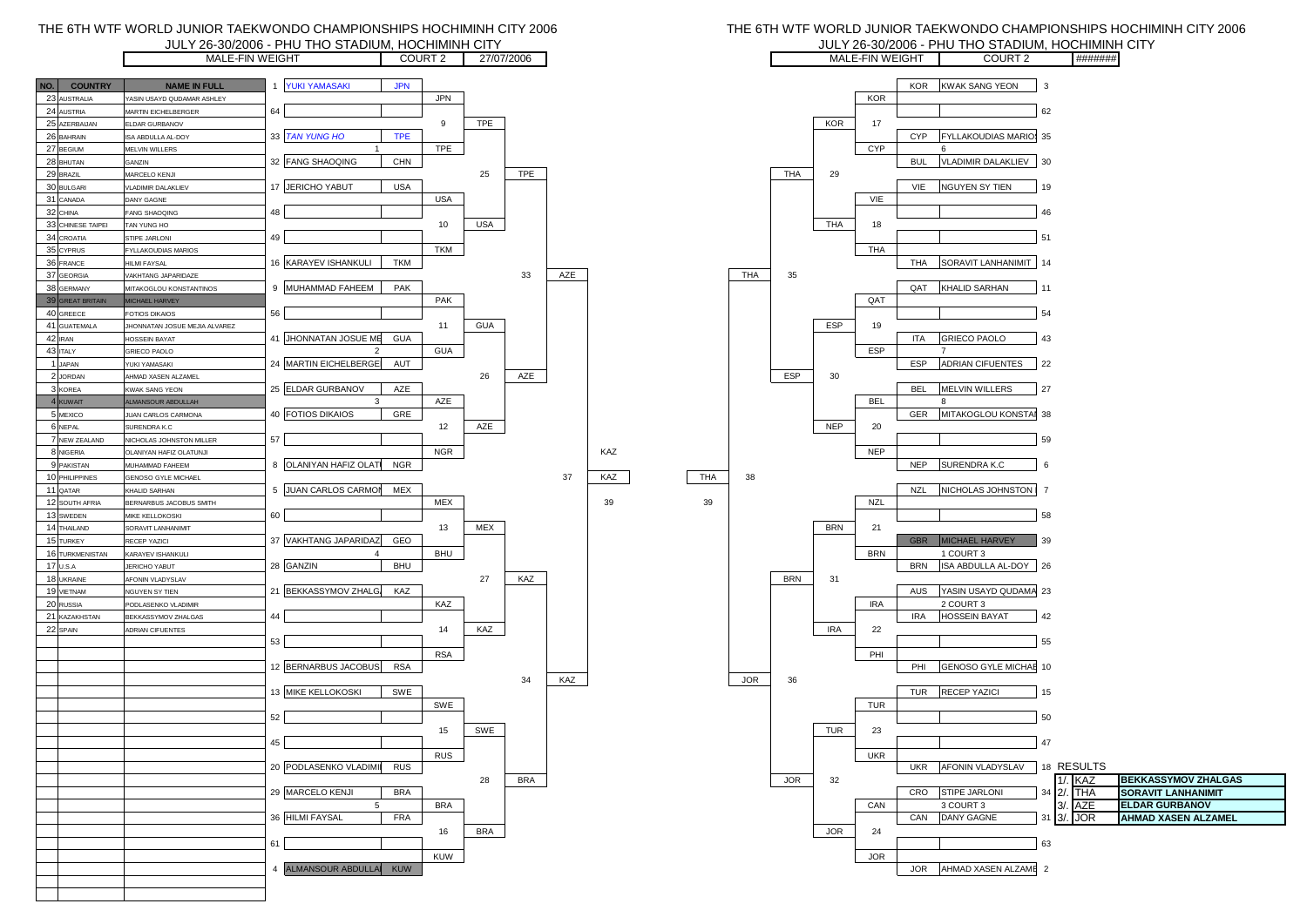# THE 6TH WTF WORLD JUNIOR TAEKWONDO CHAMPIONSHIPS HOCHIMINH CITY 2006

JULY 26-30/2006 - PHU THO STADIUM, HOCHIMINH CITY

| MALE-FIN WEIGHT | COURT 2 | 27/07/2006 |
|---|---|---|

| NO. | COUNTRY | NAME IN FULL |
|---|---|---|
| 23 | AUSTRALIA | YASIN USAYD QUDAMAR ASHLEY |
| 24 | AUSTRIA | MARTIN EICHELBERGER |
| 25 | AZERBAIJAN | ELDAR GURBANOV |
| 26 | BAHRAIN | ISA ABDULLA AL-DOY |
| 27 | BEGIUM | MELVIN WILLERS |
| 28 | BHUTAN | GANZIN |
| 29 | BRAZIL | MARCELO KENJI |
| 30 | BULGARI | VLADIMIR DALAKLIEV |
| 31 | CANADA | DANY GAGNE |
| 32 | CHINA | FANG SHAOQING |
| 33 | CHINESE TAIPEI | TAN YUNG HO |
| 34 | CROATIA | STIPE JARLONI |
| 35 | CYPRUS | FYLLAKOUDIAS MARIOS |
| 36 | FRANCE | HILMI FAYSAL |
| 37 | GEORGIA | VAKHTANG JAPARIDAZE |
| 38 | GERMANY | MITAKOGLOU KONSTANTINOS |
| 39 | GREAT BRITAIN | MICHAEL HARVEY |
| 40 | GREECE | FOTIOS DIKAIOS |
| 41 | GUATEMALA | JHONNATAN JOSUE MEJIA ALVAREZ |
| 42 | IRAN | HOSSEIN BAYAT |
| 43 | ITALY | GRIECO PAOLO |
| 1 | JAPAN | YUKI YAMASAKI |
| 2 | JORDAN | AHMAD XASEN ALZAMEL |
| 3 | KOREA | KWAK SANG YEON |
| 4 | KUWAIT | ALMANSOUR ABDULLAH |
| 5 | MEXICO | JUAN CARLOS CARMONA |
| 6 | NEPAL | SURENDRA K.C |
| 7 | NEW ZEALAND | NICHOLAS JOHNSTON MILLER |
| 8 | NIGERIA | OLANIYAN HAFIZ OLATUNJI |
| 9 | PAKISTAN | MUHAMMAD FAHEEM |
| 10 | PHILIPPINES | GENOSO GYLE MICHAEL |
| 11 | QATAR | KHALID SARHAN |
| 12 | SOUTH AFRIA | BERNARBUS JACOBUS SMITH |
| 13 | SWEDEN | MIKE KELLOKOSKI |
| 14 | THAILAND | SORAVIT LANHANIMIT |
| 15 | TURKEY | RECEP YAZICI |
| 16 | TURKMENISTAN | KARAYEV ISHANKULI |
| 17 | U.S.A | JERICHO YABUT |
| 18 | UKRAINE | AFONIN VLADYSLAV |
| 19 | VIETNAM | NGUYEN SY TIEN |
| 20 | RUSSIA | PODLASENKO VLADIMIR |
| 21 | KAZAKHSTAN | BEKKASSYMOV ZHALGAS |
| 22 | SPAIN | ADRIAN CIFUENTES |

## Left bracket

| Seed | Name | Country |
|---|---|---|
| 1 | YUKI YAMASAKI | JPN |
| 64 | | |
| 33 | *TAN YUNG HO* | TPE |
| 32 | FANG SHAOQING | CHN |
| 17 | JERICHO YABUT | USA |
| 48 | | |
| 49 | | |
| 16 | KARAYEV ISHANKULI | TKM |
| 9 | MUHAMMAD FAHEEM | PAK |
| 56 | | |
| 41 | JHONNATAN JOSUE ME | GUA |
| 24 | MARTIN EICHELBERGE | AUT |
| 25 | ELDAR GURBANOV | AZE |
| 40 | FOTIOS DIKAIOS | GRE |
| 57 | | |
| 8 | OLANIYAN HAFIZ OLATI | NGR |
| 5 | JUAN CARLOS CARMON | MEX |
| 60 | | |
| 37 | VAKHTANG JAPARIDAZ | GEO |
| 28 | GANZIN | BHU |
| 21 | BEKKASSYMOV ZHALG | KAZ |
| 44 | | |
| 53 | | |
| 12 | BERNARBUS JACOBUS | RSA |
| 13 | MIKE KELLOKOSKI | SWE |
| 52 | | |
| 45 | | |
| 20 | PODLASENKO VLADIMI | RUS |
| 29 | MARCELO KENJI | BRA |
| 36 | HILMI FAYSAL | FRA |
| 61 | | |
| 4 | ALMANSOUR ABDULLA | KUW |

Round 1 (match: winner): 1: TPE; 2: GUA; 3: AZE; 4: BHU; 5: BRA

Round 2 (match: winner): 9: JPN / TPE; 10: USA / TKM; 11: PAK / GUA; 12: AZE / NGR; 13: MEX / BHU; 14: KAZ / RSA; 15: SWE / RUS; 16: BRA / KUW

Round 3 (match: winner): 25: TPE; 26: AZE; 27: KAZ; 28: BRA — winners of match 9: TPE; 10: USA; 11: GUA; 12: AZE; 13: MEX; 14: KAZ; 15: SWE; 16: BRA

Quarterfinal: 33: AZE (TPE vs AZE); 34: KAZ (KAZ vs BRA)

Semifinal: 37: KAZ

Final: 39 — KAZ vs THA

## Right bracket

| Seed | Name | Country |
|---|---|---|
| 3 | KWAK SANG YEON | KOR |
| 62 | | |
| 35 | FYLLAKOUDIAS MARIOS | CYP |
| 30 | VLADIMIR DALAKLIEV | BUL |
| 19 | NGUYEN SY TIEN | VIE |
| 46 | | |
| 51 | | |
| 14 | SORAVIT LANHANIMIT | THA |
| 11 | KHALID SARHAN | QAT |
| 54 | | |
| 43 | GRIECO PAOLO | ITA |
| 22 | ADRIAN CIFUENTES | ESP |
| 27 | MELVIN WILLERS | BEL |
| 38 | MITAKOGLOU KONSTAN | GER |
| 59 | | |
| 6 | SURENDRA K.C | NEP |
| 7 | NICHOLAS JOHNSTON | NZL |
| 58 | | |
| 39 | MICHAEL HARVEY | GBR |
| 26 | ISA ABDULLA AL-DOY | BRN |
| 23 | YASIN USAYD QUDAMA | AUS |
| 42 | HOSSEIN BAYAT | IRA |
| 55 | | |
| 10 | GENOSO GYLE MICHAE | PHI |
| 15 | RECEP YAZICI | TUR |
| 50 | | |
| 47 | | |
| 18 | AFONIN VLADYSLAV | UKR |
| 34 | STIPE JARLONI | CRO |
| 31 | DANY GAGNE | CAN |
| 63 | | |
| 2 | AHMAD XASEN ALZAME | JOR |

Round 1 (match: winner): 6: CYP; 7: ESP; 8: BEL; 1 COURT 3: BRN; 2 COURT 3: IRA; 3 COURT 3: CAN

Round 2 (match: winners): 17: KOR / CYP; 18: VIE / THA; 19: QAT / ESP; 20: BEL / NEP; 21: NZL / BRN; 22: IRA / PHI; 23: TUR / UKR; 24: CAN / JOR

Round 3 (match: winner): 29: THA; 30: ESP; 31: BRN; 32: JOR — winners of match 17: KOR; 18: THA; 19: ESP; 20: NEP; 21: BRN; 22: IRA; 23: TUR; 24: JOR

Quarterfinal: 35: THA; 36: JOR

Semifinal: 38: THA

## RESULTS

| | | |
|---|---|---|
| 1/. | KAZ | BEKKASSYMOV ZHALGAS |
| 2/. | THA | SORAVIT LANHANIMIT |
| 3/. | AZE | ELDAR GURBANOV |
| 3/. | JOR | AHMAD XASEN ALZAMEL |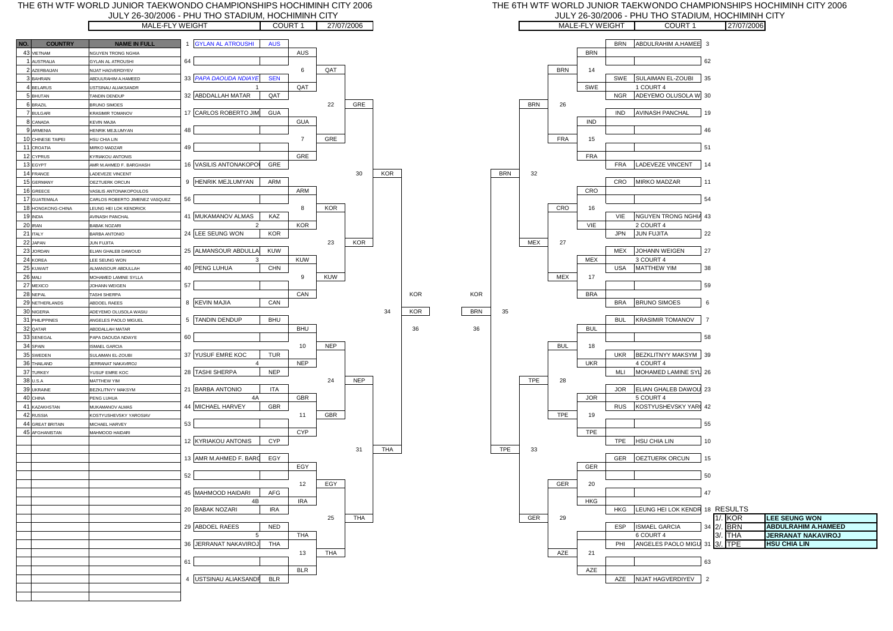# THE 6TH WTF WORLD JUNIOR TAEKWONDO CHAMPIONSHIPS HOCHIMINH CITY 2006

JULY 26-30/2006 - PHU THO STADIUM, HOCHIMINH CITY

MALE-FLY WEIGHT | COURT 1 | 27/07/2006

| NO. | COUNTRY | NAME IN FULL |
|---|---|---|
| 43 | VIETNAM | NGUYEN TRONG NGHIA |
| 1 | AUSTRALIA | GYLAN AL ATROUSHI |
| 2 | AZERBAIJAN | NIJAT HAGVERDIYEV |
| 3 | BAHRAIN | ABDULRAHIM A.HAMEED |
| 4 | BELARUS | USTSINAU ALIAKSANDR |
| 5 | BHUTAN | TANDIN DENDUP |
| 6 | BRAZIL | BRUNO SIMOES |
| 7 | BULGARI | KRASIMIR TOMANOV |
| 8 | CANADA | KEVIN MAJIA |
| 9 | ARMENIA | HENRIK MEJLUMYAN |
| 10 | CHINESE TAIPEI | HSU CHIA LIN |
| 11 | CROATIA | MIRKO MADZAR |
| 12 | CYPRUS | KYRIAKOU ANTONIS |
| 13 | EGYPT | AMR M.AHMED F. BARGHASH |
| 14 | FRANCE | LADEVEZE VINCENT |
| 15 | GERMANY | OEZTUERK ORCUN |
| 16 | GREECE | VASILIS ANTONAKOPOULOS |
| 17 | GUATEMALA | CARLOS ROBERTO JIMENEZ VASQUEZ |
| 18 | HONGKONG-CHINA | LEUNG HEI LOK KENDRICK |
| 19 | INDIA | AVINASH PANCHAL |
| 20 | IRAN | BABAK NOZARI |
| 21 | ITALY | BARBA ANTONIO |
| 22 | JAPAN | JUN FUJITA |
| 23 | JORDAN | ELIAN GHALEB DAWOUD |
| 24 | KOREA | LEE SEUNG WON |
| 25 | KUWAIT | ALMANSOUR ABDULLAH |
| 26 | MALI | MOHAMED LAMINE SYLLA |
| 27 | MEXICO | JOHANN WEIGEN |
| 28 | NEPAL | TASHI SHERPA |
| 29 | NETHERLANDS | ABDOEL RAEES |
| 30 | NIGERIA | ADEYEMO OLUSOLA WASIU |
| 31 | PHILIPPINES | ANGELES PAOLO MIGUEL |
| 32 | QATAR | ABDDALLAH MATAR |
| 33 | SENEGAL | PAPA DAOUDA NDIAYE |
| 34 | SPAIN | ISMAEL GARCIA |
| 35 | SWEDEN | SULAIMAN EL-ZOUBI |
| 36 | THAILAND | JERRANAT NAKAVIROJ |
| 37 | TURKEY | YUSUF EMRE KOC |
| 38 | U.S.A | MATTHEW YIM |
| 39 | UKRAINE | BEZKLITNYY MAKSYM |
| 40 | CHINA | PENG LUHUA |
| 41 | KAZAKHSTAN | MUKAMANOV ALMAS |
| 42 | RUSSIA | KOSTYUSHEVSKY YAROSIAV |
| 44 | GREAT BRITAIN | MICHAEL HARVEY |
| 45 | AFGHANISTAN | MAHMOOD HAIDARI |

1 GYLAN AL ATROUSHI AUS
64
33 PAPA DAOUDA NDIAYE SEN
1
32 ABDDALLAH MATAR QAT
17 CARLOS ROBERTO JIM GUA
48
49
16 VASILIS ANTONAKOPOI GRE
9 HENRIK MEJLUMYAN ARM
56
41 MUKAMANOV ALMAS KAZ
2
24 LEE SEUNG WON KOR
25 ALMANSOUR ABDULLA KUW
3
40 PENG LUHUA CHN
57
8 KEVIN MAJIA CAN
5 TANDIN DENDUP BHU
60
37 YUSUF EMRE KOC TUR
4
28 TASHI SHERPA NEP
21 BARBA ANTONIO ITA
4A
44 MICHAEL HARVEY GBR
53
12 KYRIAKOU ANTONIS CYP
13 AMR M.AHMED F. BARG EGY
52
45 MAHMOOD HAIDARI AFG
4B
20 BABAK NOZARI IRA
29 ABDOEL RAEES NED
5
36 JERRANAT NAKAVIROJ THA
61
4 USTSINAU ALIAKSANDR BLR

AUS 6 QAT
QAT 22 GRE
GUA 7 GRE
GRE 30 KOR
ARM 8 KOR
KOR 23 KOR
KUW 9 KUW
CAN
KOR 34 KOR
BHU 10 NEP
NEP 24 NEP
GBR 11 GBR
CYP 31 THA
EGY 12 EGY
IRA 25 THA
THA 13 THA
BLR

36

KOR
KOR
BRN
36

BRN 35

BRN ABDULRAHIM A.HAMEE 3
BRN
62
BRN 14
SWE SULAIMAN EL-ZOUBI 35
SWE 1 COURT 4
NGR ADEYEMO OLUSOLA W 30
BRN 26
IND AVINASH PANCHAL 19
IND
46
FRA 15
51
FRA
FRA LADEVEZE VINCENT 14
BRN 32
CRO MIRKO MADZAR 11
CRO
54
CRO 16
VIE NGUYEN TRONG NGHIA 43
VIE 2 COURT 4
JPN JUN FUJITA 22
MEX 27
MEX JOHANN WEIGEN 27
MEX 3 COURT 4
USA MATTHEW YIM 38
MEX 17
59
BRA
BRA BRUNO SIMOES 6
BUL KRASIMIR TOMANOV 7
BUL
58
BUL 18
UKR BEZKLITNYY MAKSYM 39
UKR 4 COURT 4
MLI MOHAMED LAMINE SYL 26
TPE 28
JOR ELIAN GHALEB DAWOU 23
JOR 5 COURT 4
RUS KOSTYUSHEVSKY YARO 42
TPE 19
55
TPE
TPE HSU CHIA LIN 10
TPE 33
GER OEZTUERK ORCUN 15
GER
50
GER 20
47
HKG
HKG LEUNG HEI LOK KENDR 18
GER 29
ESP ISMAEL GARCIA 34
6 COURT 4
PHI ANGELES PAOLO MIGU 31
AZE 21
63
AZE
AZE NIJAT HAGVERDIYEV 2

RESULTS

| | | |
|---|---|---|
| 1/. | KOR | LEE SEUNG WON |
| 2/. | BRN | ABDULRAHIM A.HAMEED |
| 3/. | THA | JERRANAT NAKAVIROJ |
| 3/. | TPE | HSU CHIA LIN |